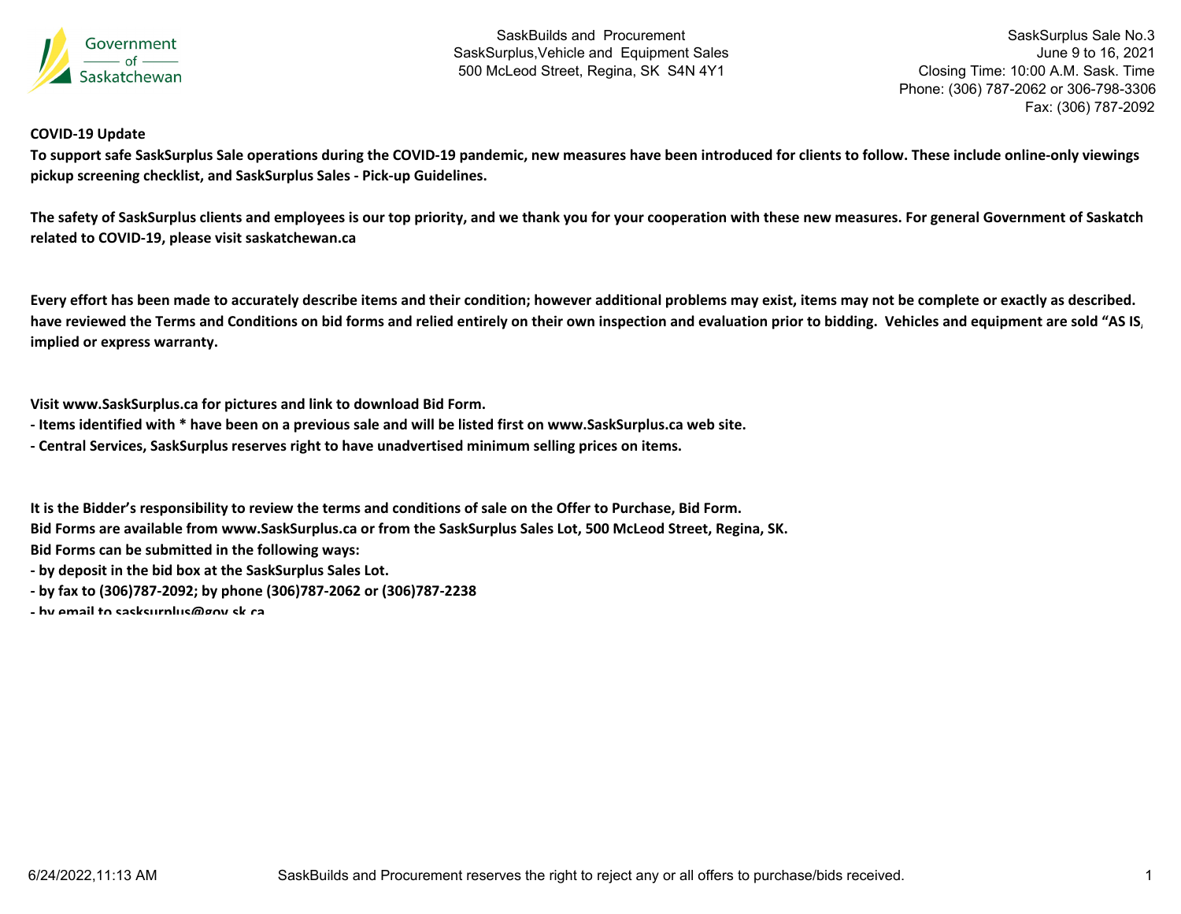SaskBuilds and Procurement
SaskSurplus,Vehicle and Equipment Sales
500 McLeod Street, Regina, SK S4N 4Y1

SaskSurplus Sale No.3
June 9 to 16, 2021
Closing Time: 10:00 A.M. Sask. Time
Phone: (306) 787-2062 or 306-798-3306
Fax: (306) 787-2092

**COVID-19 Update**

**To support safe SaskSurplus Sale operations during the COVID-19 pandemic, new measures have been introduced for clients to follow. These include online-only viewings pickup screening checklist, and SaskSurplus Sales - Pick-up Guidelines.**

**The safety of SaskSurplus clients and employees is our top priority, and we thank you for your cooperation with these new measures. For general Government of Saskatch related to COVID-19, please visit saskatchewan.ca**

**Every effort has been made to accurately describe items and their condition; however additional problems may exist, items may not be complete or exactly as described. have reviewed the Terms and Conditions on bid forms and relied entirely on their own inspection and evaluation prior to bidding. Vehicles and equipment are sold "AS IS, implied or express warranty.**

**Visit www.SaskSurplus.ca for pictures and link to download Bid Form.**

**- Items identified with * have been on a previous sale and will be listed first on www.SaskSurplus.ca web site.**

**- Central Services, SaskSurplus reserves right to have unadvertised minimum selling prices on items.**

**It is the Bidder's responsibility to review the terms and conditions of sale on the Offer to Purchase, Bid Form.**

**Bid Forms are available from www.SaskSurplus.ca or from the SaskSurplus Sales Lot, 500 McLeod Street, Regina, SK.**

**Bid Forms can be submitted in the following ways:**

**- by deposit in the bid box at the SaskSurplus Sales Lot.**

**- by fax to (306)787-2092; by phone (306)787-2062 or (306)787-2238**

**- by email to sasksurplus@gov.sk.ca**

6/24/2022,11:13 AM

SaskBuilds and Procurement reserves the right to reject any or all offers to purchase/bids received.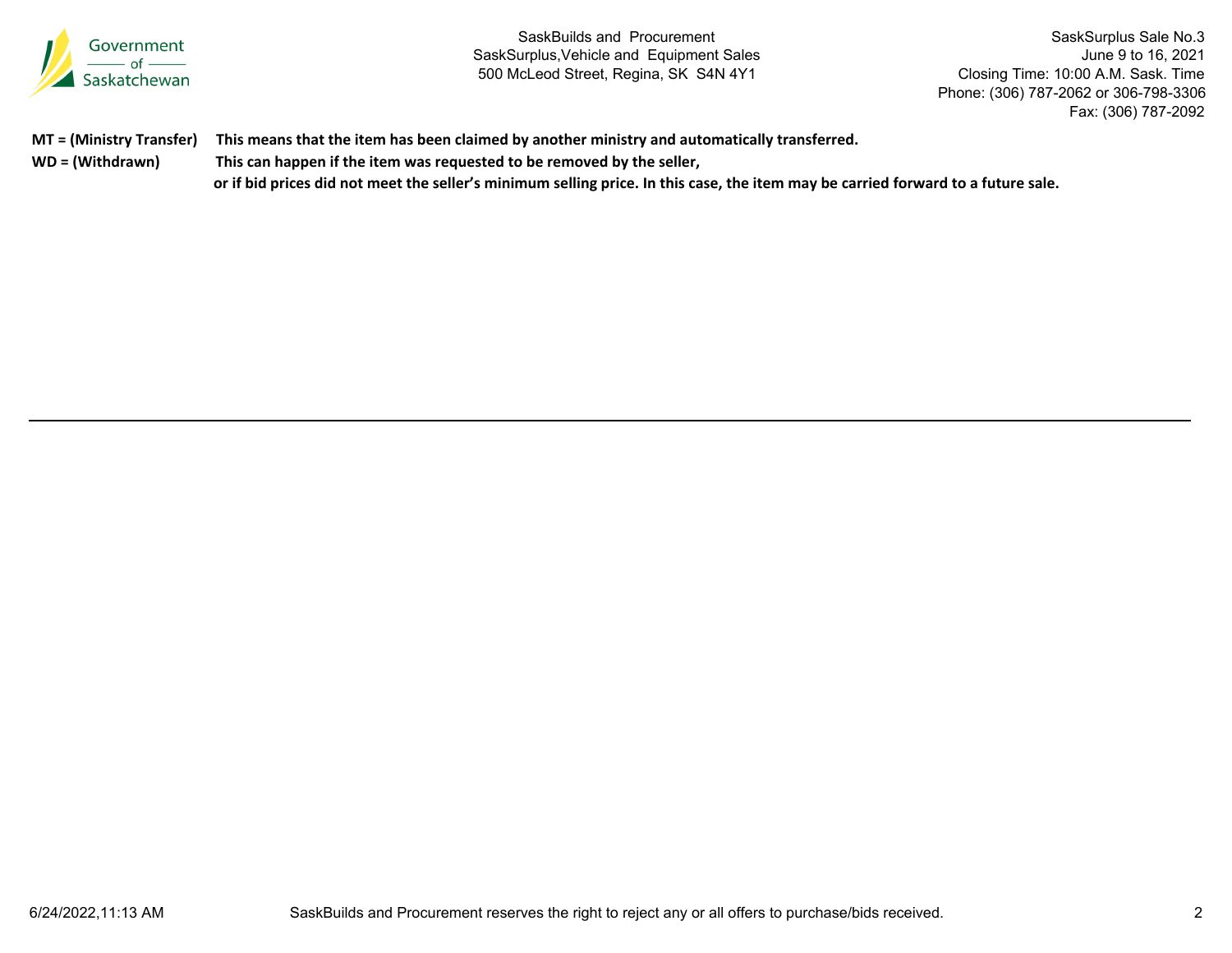**MT = (Ministry Transfer)** **This means that the item has been claimed by another ministry and automatically transferred.**

**WD = (Withdrawn)** **This can happen if the item was requested to be removed by the seller,**
**or if bid prices did not meet the seller's minimum selling price. In this case, the item may be carried forward to a future sale.**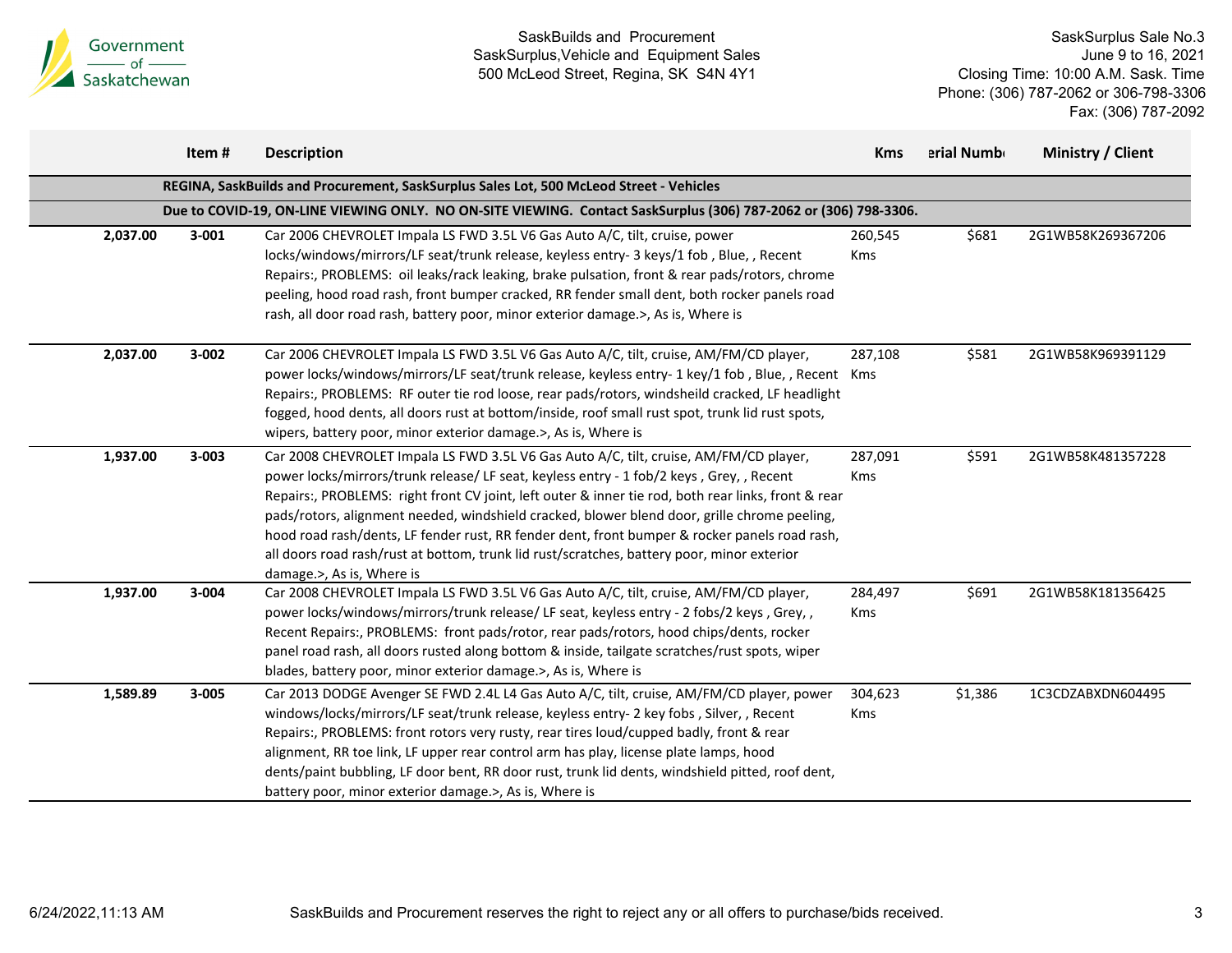SaskBuilds and Procurement
SaskSurplus,Vehicle and Equipment Sales
500 McLeod Street, Regina, SK S4N 4Y1

SaskSurplus Sale No.3
June 9 to 16, 2021
Closing Time: 10:00 A.M. Sask. Time
Phone: (306) 787-2062 or 306-798-3306
Fax: (306) 787-2092

| | Item # | Description | Kms | erial Numb | Ministry / Client |
|---|---|---|---|---|---|
| | | **REGINA, SaskBuilds and Procurement, SaskSurplus Sales Lot, 500 McLeod Street - Vehicles** | | | |
| | | **Due to COVID-19, ON-LINE VIEWING ONLY. NO ON-SITE VIEWING. Contact SaskSurplus (306) 787-2062 or (306) 798-3306.** | | | |
| 2,037.00 | 3-001 | Car 2006 CHEVROLET Impala LS FWD 3.5L V6 Gas Auto A/C, tilt, cruise, power locks/windows/mirrors/LF seat/trunk release, keyless entry- 3 keys/1 fob , Blue, , Recent Repairs:, PROBLEMS: oil leaks/rack leaking, brake pulsation, front & rear pads/rotors, chrome peeling, hood road rash, front bumper cracked, RR fender small dent, both rocker panels road rash, all door road rash, battery poor, minor exterior damage.>, As is, Where is | 260,545 Kms | $681 | 2G1WB58K269367206 |
| 2,037.00 | 3-002 | Car 2006 CHEVROLET Impala LS FWD 3.5L V6 Gas Auto A/C, tilt, cruise, AM/FM/CD player, power locks/windows/mirrors/LF seat/trunk release, keyless entry- 1 key/1 fob , Blue, , Recent Repairs:, PROBLEMS: RF outer tie rod loose, rear pads/rotors, windsheild cracked, LF headlight fogged, hood dents, all doors rust at bottom/inside, roof small rust spot, trunk lid rust spots, wipers, battery poor, minor exterior damage.>, As is, Where is | 287,108 Kms | $581 | 2G1WB58K969391129 |
| 1,937.00 | 3-003 | Car 2008 CHEVROLET Impala LS FWD 3.5L V6 Gas Auto A/C, tilt, cruise, AM/FM/CD player, power locks/mirrors/trunk release/ LF seat, keyless entry - 1 fob/2 keys , Grey, , Recent Repairs:, PROBLEMS: right front CV joint, left outer & inner tie rod, both rear links, front & rear pads/rotors, alignment needed, windshield cracked, blower blend door, grille chrome peeling, hood road rash/dents, LF fender rust, RR fender dent, front bumper & rocker panels road rash, all doors road rash/rust at bottom, trunk lid rust/scratches, battery poor, minor exterior damage.>, As is, Where is | 287,091 Kms | $591 | 2G1WB58K481357228 |
| 1,937.00 | 3-004 | Car 2008 CHEVROLET Impala LS FWD 3.5L V6 Gas Auto A/C, tilt, cruise, AM/FM/CD player, power locks/windows/mirrors/trunk release/ LF seat, keyless entry - 2 fobs/2 keys , Grey, , Recent Repairs:, PROBLEMS: front pads/rotor, rear pads/rotors, hood chips/dents, rocker panel road rash, all doors rusted along bottom & inside, tailgate scratches/rust spots, wiper blades, battery poor, minor exterior damage.>, As is, Where is | 284,497 Kms | $691 | 2G1WB58K181356425 |
| 1,589.89 | 3-005 | Car 2013 DODGE Avenger SE FWD 2.4L L4 Gas Auto A/C, tilt, cruise, AM/FM/CD player, power windows/locks/mirrors/LF seat/trunk release, keyless entry- 2 key fobs , Silver, , Recent Repairs:, PROBLEMS: front rotors very rusty, rear tires loud/cupped badly, front & rear alignment, RR toe link, LF upper rear control arm has play, license plate lamps, hood dents/paint bubbling, LF door bent, RR door rust, trunk lid dents, windshield pitted, roof dent, battery poor, minor exterior damage.>, As is, Where is | 304,623 Kms | $1,386 | 1C3CDZABXDN604495 |

6/24/2022,11:13 AM

SaskBuilds and Procurement reserves the right to reject any or all offers to purchase/bids received.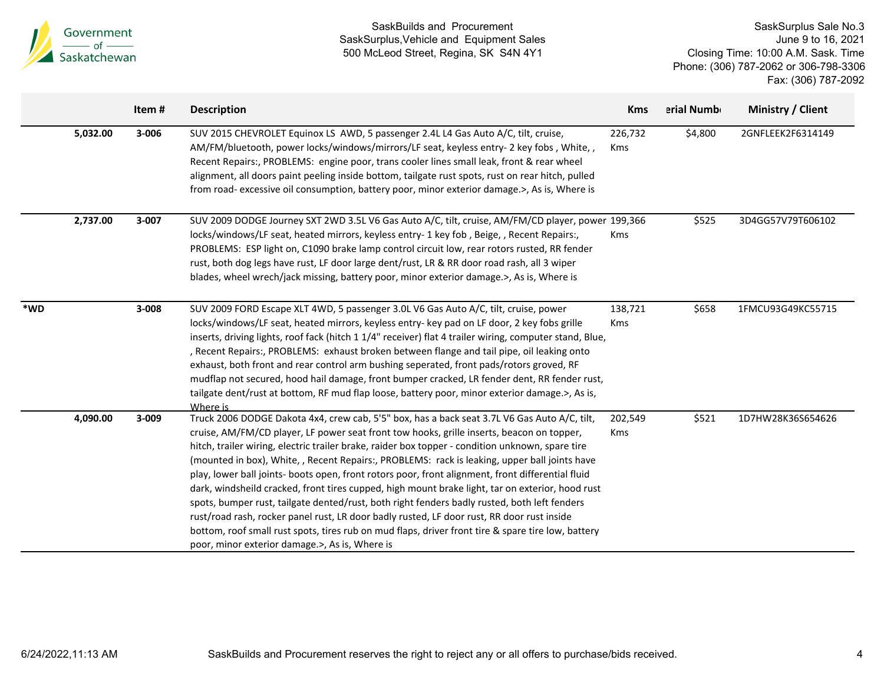| | Item # | Description | Kms | erial Numb | Ministry / Client |
|---|---|---|---|---|---|
| 5,032.00 | 3-006 | SUV 2015 CHEVROLET Equinox LS AWD, 5 passenger 2.4L L4 Gas Auto A/C, tilt, cruise, AM/FM/bluetooth, power locks/windows/mirrors/LF seat, keyless entry- 2 key fobs , White, , Recent Repairs:, PROBLEMS: engine poor, trans cooler lines small leak, front & rear wheel alignment, all doors paint peeling inside bottom, tailgate rust spots, rust on rear hitch, pulled from road- excessive oil consumption, battery poor, minor exterior damage.>, As is, Where is | 226,732 Kms | $4,800 | 2GNFLEEK2F6314149 |
| 2,737.00 | 3-007 | SUV 2009 DODGE Journey SXT 2WD 3.5L V6 Gas Auto A/C, tilt, cruise, AM/FM/CD player, power locks/windows/LF seat, heated mirrors, keyless entry- 1 key fob , Beige, , Recent Repairs:, PROBLEMS: ESP light on, C1090 brake lamp control circuit low, rear rotors rusted, RR fender rust, both dog legs have rust, LF door large dent/rust, LR & RR door road rash, all 3 wiper blades, wheel wrech/jack missing, battery poor, minor exterior damage.>, As is, Where is | 199,366 Kms | $525 | 3D4GG57V79T606102 |
| *WD | 3-008 | SUV 2009 FORD Escape XLT 4WD, 5 passenger 3.0L V6 Gas Auto A/C, tilt, cruise, power locks/windows/LF seat, heated mirrors, keyless entry- key pad on LF door, 2 key fobs grille inserts, driving lights, roof fack (hitch 1 1/4" receiver) flat 4 trailer wiring, computer stand, Blue, , Recent Repairs:, PROBLEMS: exhaust broken between flange and tail pipe, oil leaking onto exhaust, both front and rear control arm bushing seperated, front pads/rotors groved, RF mudflap not secured, hood hail damage, front bumper cracked, LR fender dent, RR fender rust, tailgate dent/rust at bottom, RF mud flap loose, battery poor, minor exterior damage.>, As is, Where is | 138,721 Kms | $658 | 1FMCU93G49KC55715 |
| 4,090.00 | 3-009 | Truck 2006 DODGE Dakota 4x4, crew cab, 5'5" box, has a back seat 3.7L V6 Gas Auto A/C, tilt, cruise, AM/FM/CD player, LF power seat front tow hooks, grille inserts, beacon on topper, hitch, trailer wiring, electric trailer brake, raider box topper - condition unknown, spare tire (mounted in box), White, , Recent Repairs:, PROBLEMS: rack is leaking, upper ball joints have play, lower ball joints- boots open, front rotors poor, front alignment, front differential fluid dark, windsheild cracked, front tires cupped, high mount brake light, tar on exterior, hood rust spots, bumper rust, tailgate dented/rust, both right fenders badly rusted, both left fenders rust/road rash, rocker panel rust, LR door badly rusted, LF door rust, RR door rust inside bottom, roof small rust spots, tires rub on mud flaps, driver front tire & spare tire low, battery poor, minor exterior damage.>, As is, Where is | 202,549 Kms | $521 | 1D7HW28K36S654626 |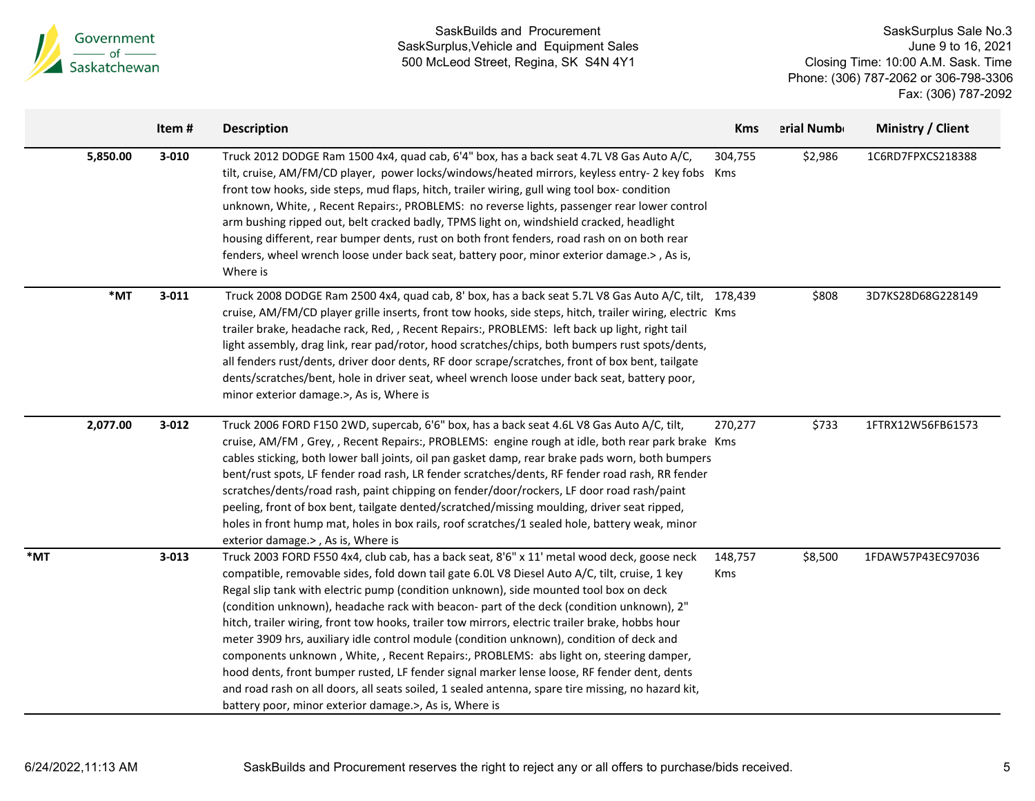| | Item # | Description | Kms | erial Numb | Ministry / Client |
|---|---|---|---|---|---|
| 5,850.00 | 3-010 | Truck 2012 DODGE Ram 1500 4x4, quad cab, 6'4" box, has a back seat 4.7L V8 Gas Auto A/C, tilt, cruise, AM/FM/CD player, power locks/windows/heated mirrors, keyless entry- 2 key fobs front tow hooks, side steps, mud flaps, hitch, trailer wiring, gull wing tool box- condition unknown, White, , Recent Repairs:, PROBLEMS: no reverse lights, passenger rear lower control arm bushing ripped out, belt cracked badly, TPMS light on, windshield cracked, headlight housing different, rear bumper dents, rust on both front fenders, road rash on on both rear fenders, wheel wrench loose under back seat, battery poor, minor exterior damage.> , As is, Where is | 304,755 Kms | $2,986 | 1C6RD7FPXCS218388 |
| *MT | 3-011 | Truck 2008 DODGE Ram 2500 4x4, quad cab, 8' box, has a back seat 5.7L V8 Gas Auto A/C, tilt, cruise, AM/FM/CD player grille inserts, front tow hooks, side steps, hitch, trailer wiring, electric trailer brake, headache rack, Red, , Recent Repairs:, PROBLEMS: left back up light, right tail light assembly, drag link, rear pad/rotor, hood scratches/chips, both bumpers rust spots/dents, all fenders rust/dents, driver door dents, RF door scrape/scratches, front of box bent, tailgate dents/scratches/bent, hole in driver seat, wheel wrench loose under back seat, battery poor, minor exterior damage.>, As is, Where is | 178,439 Kms | $808 | 3D7KS28D68G228149 |
| 2,077.00 | 3-012 | Truck 2006 FORD F150 2WD, supercab, 6'6" box, has a back seat 4.6L V8 Gas Auto A/C, tilt, cruise, AM/FM , Grey, , Recent Repairs:, PROBLEMS: engine rough at idle, both rear park brake cables sticking, both lower ball joints, oil pan gasket damp, rear brake pads worn, both bumpers bent/rust spots, LF fender road rash, LR fender scratches/dents, RF fender road rash, RR fender scratches/dents/road rash, paint chipping on fender/door/rockers, LF door road rash/paint peeling, front of box bent, tailgate dented/scratched/missing moulding, driver seat ripped, holes in front hump mat, holes in box rails, roof scratches/1 sealed hole, battery weak, minor exterior damage.> , As is, Where is | 270,277 Kms | $733 | 1FTRX12W56FB61573 |
| *MT | 3-013 | Truck 2003 FORD F550 4x4, club cab, has a back seat, 8'6" x 11' metal wood deck, goose neck compatible, removable sides, fold down tail gate 6.0L V8 Diesel Auto A/C, tilt, cruise, 1 key Regal slip tank with electric pump (condition unknown), side mounted tool box on deck (condition unknown), headache rack with beacon- part of the deck (condition unknown), 2" hitch, trailer wiring, front tow hooks, trailer tow mirrors, electric trailer brake, hobbs hour meter 3909 hrs, auxiliary idle control module (condition unknown), condition of deck and components unknown , White, , Recent Repairs:, PROBLEMS: abs light on, steering damper, hood dents, front bumper rusted, LF fender signal marker lense loose, RF fender dent, dents and road rash on all doors, all seats soiled, 1 sealed antenna, spare tire missing, no hazard kit, battery poor, minor exterior damage.>, As is, Where is | 148,757 Kms | $8,500 | 1FDAW57P43EC97036 |

SaskBuilds and Procurement reserves the right to reject any or all offers to purchase/bids received.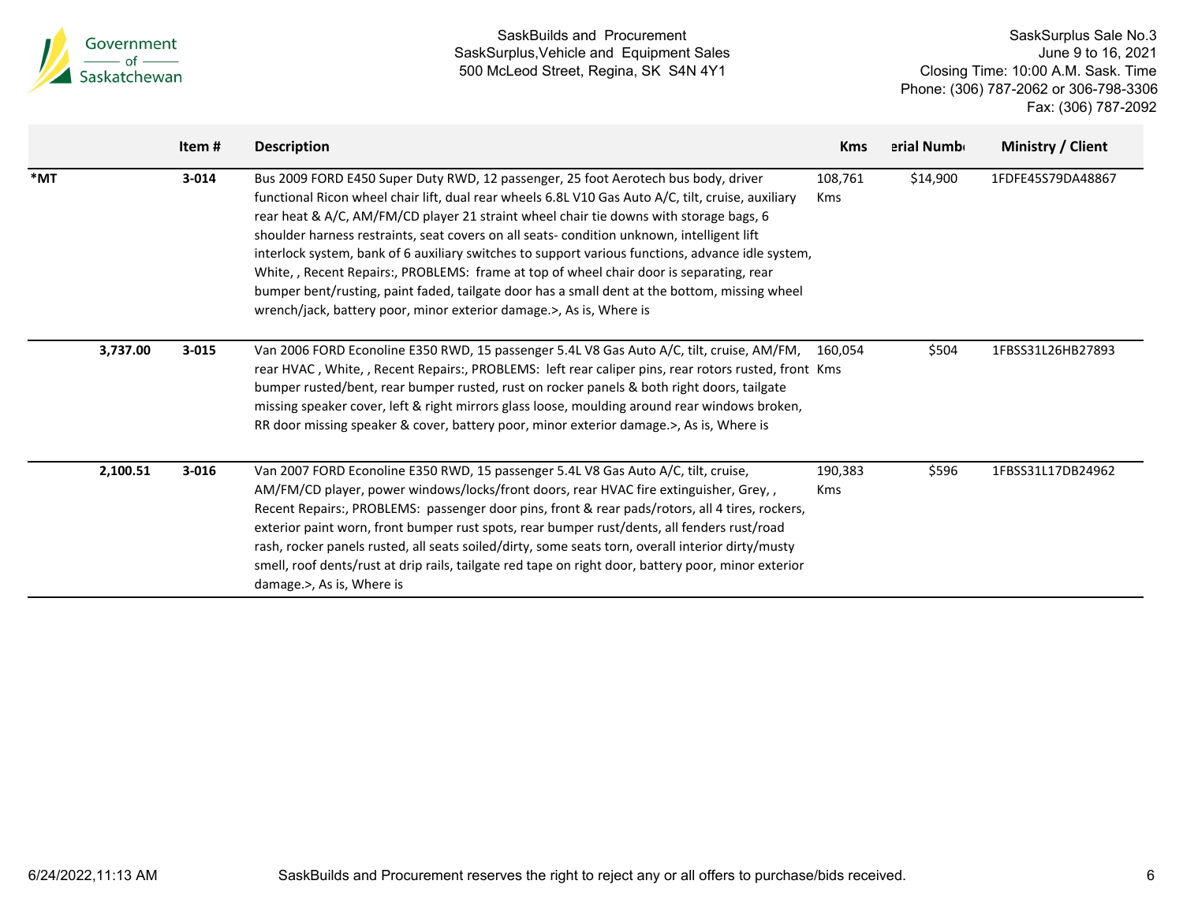SaskBuilds and Procurement
SaskSurplus,Vehicle and Equipment Sales
500 McLeod Street, Regina, SK S4N 4Y1

SaskSurplus Sale No.3
June 9 to 16, 2021
Closing Time: 10:00 A.M. Sask. Time
Phone: (306) 787-2062 or 306-798-3306
Fax: (306) 787-2092

| | Item # | Description | Kms | erial Numb | Ministry / Client |
|---|---|---|---|---|---|
| *MT | 3-014 | Bus 2009 FORD E450 Super Duty RWD, 12 passenger, 25 foot Aerotech bus body, driver functional Ricon wheel chair lift, dual rear wheels 6.8L V10 Gas Auto A/C, tilt, cruise, auxiliary rear heat & A/C, AM/FM/CD player 21 straint wheel chair tie downs with storage bags, 6 shoulder harness restraints, seat covers on all seats- condition unknown, intelligent lift interlock system, bank of 6 auxiliary switches to support various functions, advance idle system, White, , Recent Repairs:, PROBLEMS: frame at top of wheel chair door is separating, rear bumper bent/rusting, paint faded, tailgate door has a small dent at the bottom, missing wheel wrench/jack, battery poor, minor exterior damage.>, As is, Where is | 108,761 Kms | $14,900 | 1FDFE45S79DA48867 |
| 3,737.00 | 3-015 | Van 2006 FORD Econoline E350 RWD, 15 passenger 5.4L V8 Gas Auto A/C, tilt, cruise, AM/FM, rear HVAC , White, , Recent Repairs:, PROBLEMS: left rear caliper pins, rear rotors rusted, front bumper rusted/bent, rear bumper rusted, rust on rocker panels & both right doors, tailgate missing speaker cover, left & right mirrors glass loose, moulding around rear windows broken, RR door missing speaker & cover, battery poor, minor exterior damage.>, As is, Where is | 160,054 Kms | $504 | 1FBSS31L26HB27893 |
| 2,100.51 | 3-016 | Van 2007 FORD Econoline E350 RWD, 15 passenger 5.4L V8 Gas Auto A/C, tilt, cruise, AM/FM/CD player, power windows/locks/front doors, rear HVAC fire extinguisher, Grey, , Recent Repairs:, PROBLEMS: passenger door pins, front & rear pads/rotors, all 4 tires, rockers, exterior paint worn, front bumper rust spots, rear bumper rust/dents, all fenders rust/road rash, rocker panels rusted, all seats soiled/dirty, some seats torn, overall interior dirty/musty smell, roof dents/rust at drip rails, tailgate red tape on right door, battery poor, minor exterior damage.>, As is, Where is | 190,383 Kms | $596 | 1FBSS31L17DB24962 |

6/24/2022,11:13 AM SaskBuilds and Procurement reserves the right to reject any or all offers to purchase/bids received.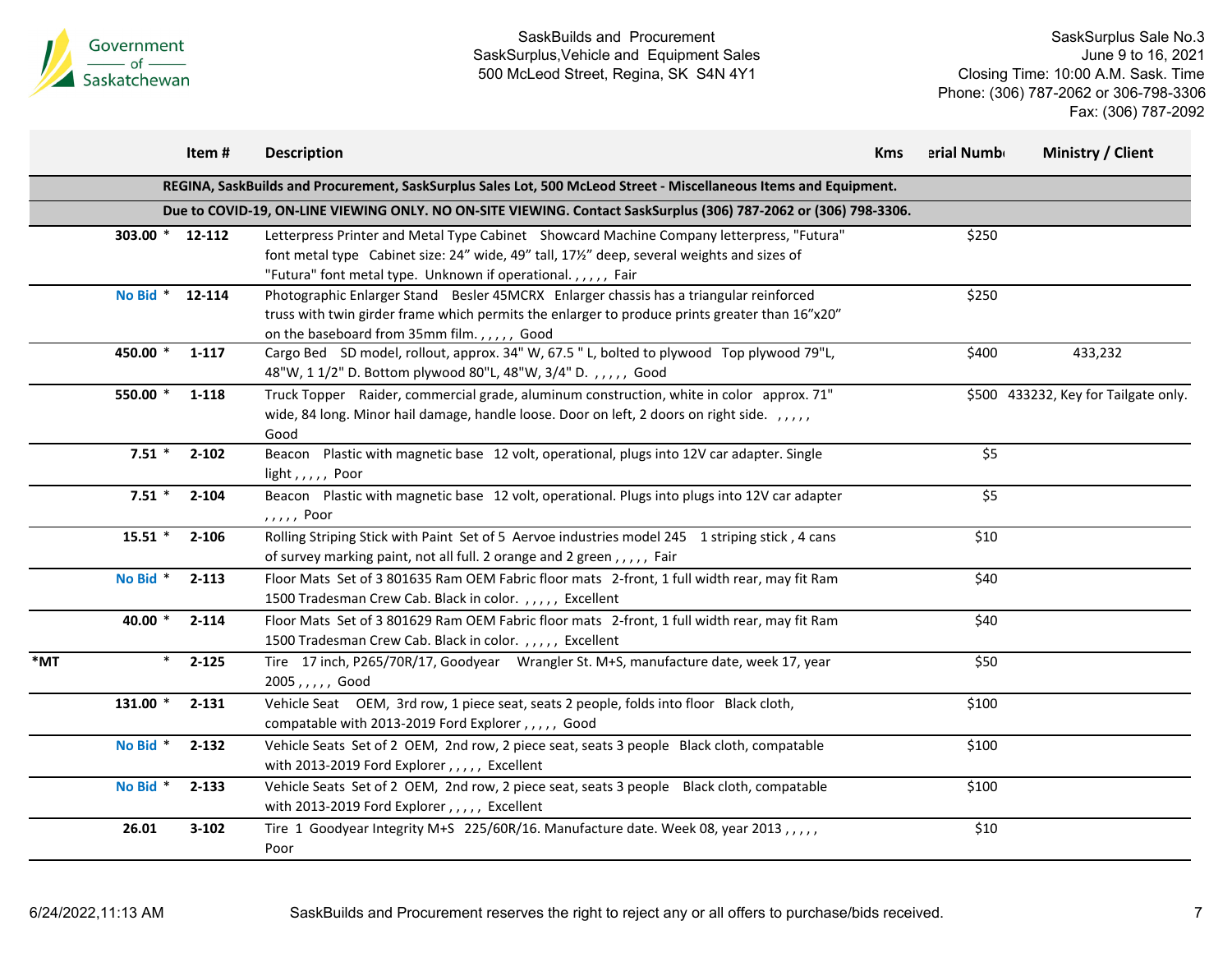| | | Item # | Description | Kms | erial Numb | Ministry / Client |
|---|---|---|---|---|---|---|
| | | | **REGINA, SaskBuilds and Procurement, SaskSurplus Sales Lot, 500 McLeod Street - Miscellaneous Items and Equipment.** | | | |
| | | | **Due to COVID-19, ON-LINE VIEWING ONLY. NO ON-SITE VIEWING. Contact SaskSurplus (306) 787-2062 or (306) 798-3306.** | | | |
| | 303.00 * | 12-112 | Letterpress Printer and Metal Type Cabinet Showcard Machine Company letterpress, "Futura" font metal type Cabinet size: 24" wide, 49" tall, 17½" deep, several weights and sizes of "Futura" font metal type. Unknown if operational. , , , , , Fair | | $250 | |
| | No Bid * | 12-114 | Photographic Enlarger Stand Besler 45MCRX Enlarger chassis has a triangular reinforced truss with twin girder frame which permits the enlarger to produce prints greater than 16"x20" on the baseboard from 35mm film. , , , , , Good | | $250 | |
| | 450.00 * | 1-117 | Cargo Bed SD model, rollout, approx. 34" W, 67.5 " L, bolted to plywood Top plywood 79"L, 48"W, 1 1/2" D. Bottom plywood 80"L, 48"W, 3/4" D. , , , , , Good | | $400 | 433,232 |
| | 550.00 * | 1-118 | Truck Topper Raider, commercial grade, aluminum construction, white in color approx. 71" wide, 84 long. Minor hail damage, handle loose. Door on left, 2 doors on right side. , , , , , Good | | $500 | 433232, Key for Tailgate only. |
| | 7.51 * | 2-102 | Beacon Plastic with magnetic base 12 volt, operational, plugs into 12V car adapter. Single light , , , , , Poor | | $5 | |
| | 7.51 * | 2-104 | Beacon Plastic with magnetic base 12 volt, operational. Plugs into plugs into 12V car adapter , , , , , Poor | | $5 | |
| | 15.51 * | 2-106 | Rolling Striping Stick with Paint Set of 5 Aervoe industries model 245 1 striping stick , 4 cans of survey marking paint, not all full. 2 orange and 2 green , , , , , Fair | | $10 | |
| | No Bid * | 2-113 | Floor Mats Set of 3 801635 Ram OEM Fabric floor mats 2-front, 1 full width rear, may fit Ram 1500 Tradesman Crew Cab. Black in color. , , , , , Excellent | | $40 | |
| | 40.00 * | 2-114 | Floor Mats Set of 3 801629 Ram OEM Fabric floor mats 2-front, 1 full width rear, may fit Ram 1500 Tradesman Crew Cab. Black in color. , , , , , Excellent | | $40 | |
| *MT | * | 2-125 | Tire 17 inch, P265/70R/17, Goodyear Wrangler St. M+S, manufacture date, week 17, year 2005 , , , , , Good | | $50 | |
| | 131.00 * | 2-131 | Vehicle Seat OEM, 3rd row, 1 piece seat, seats 2 people, folds into floor Black cloth, compatable with 2013-2019 Ford Explorer , , , , , Good | | $100 | |
| | No Bid * | 2-132 | Vehicle Seats Set of 2 OEM, 2nd row, 2 piece seat, seats 3 people Black cloth, compatable with 2013-2019 Ford Explorer , , , , , Excellent | | $100 | |
| | No Bid * | 2-133 | Vehicle Seats Set of 2 OEM, 2nd row, 2 piece seat, seats 3 people Black cloth, compatable with 2013-2019 Ford Explorer , , , , , Excellent | | $100 | |
| | 26.01 | 3-102 | Tire 1 Goodyear Integrity M+S 225/60R/16. Manufacture date. Week 08, year 2013 , , , , , Poor | | $10 | |

SaskBuilds and Procurement reserves the right to reject any or all offers to purchase/bids received.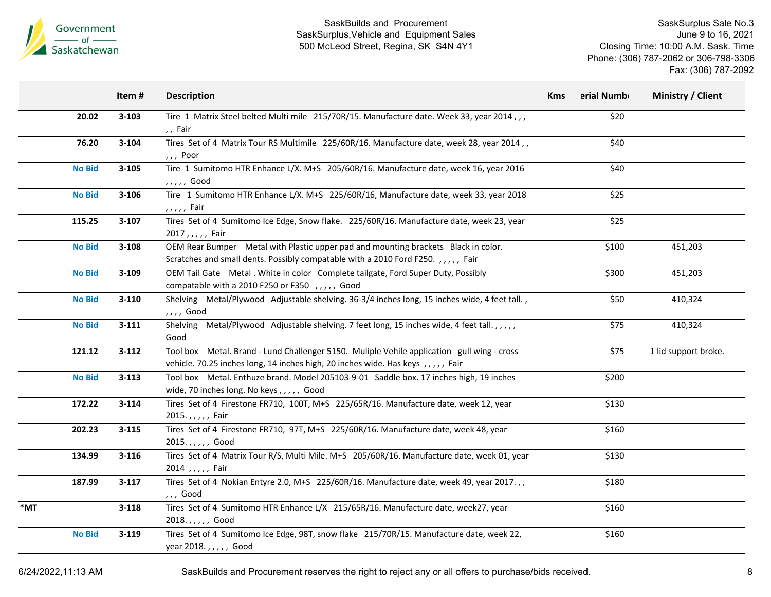| | Item # | Description | Kms | erial Numb | Ministry / Client |
|---|---|---|---|---|---|
| 20.02 | 3-103 | Tire 1 Matrix Steel belted Multi mile 215/70R/15. Manufacture date. Week 33, year 2014 , , , , , Fair | | $20 | |
| 76.20 | 3-104 | Tires Set of 4 Matrix Tour RS Multimile 225/60R/16. Manufacture date, week 28, year 2014 , , , , , Poor | | $40 | |
| No Bid | 3-105 | Tire 1 Sumitomo HTR Enhance L/X. M+S 205/60R/16. Manufacture date, week 16, year 2016 , , , , , Good | | $40 | |
| No Bid | 3-106 | Tire 1 Sumitomo HTR Enhance L/X. M+S 225/60R/16, Manufacture date, week 33, year 2018 , , , , , Fair | | $25 | |
| 115.25 | 3-107 | Tires Set of 4 Sumitomo Ice Edge, Snow flake. 225/60R/16. Manufacture date, week 23, year 2017 , , , , , Fair | | $25 | |
| No Bid | 3-108 | OEM Rear Bumper Metal with Plastic upper pad and mounting brackets Black in color. Scratches and small dents. Possibly compatable with a 2010 Ford F250. , , , , , Fair | | $100 | 451,203 |
| No Bid | 3-109 | OEM Tail Gate Metal . White in color Complete tailgate, Ford Super Duty, Possibly compatable with a 2010 F250 or F350 , , , , , Good | | $300 | 451,203 |
| No Bid | 3-110 | Shelving Metal/Plywood Adjustable shelving. 36-3/4 inches long, 15 inches wide, 4 feet tall. , , , , , Good | | $50 | 410,324 |
| No Bid | 3-111 | Shelving Metal/Plywood Adjustable shelving. 7 feet long, 15 inches wide, 4 feet tall. , , , , , Good | | $75 | 410,324 |
| 121.12 | 3-112 | Tool box Metal. Brand - Lund Challenger 5150. Muliple Vehile application gull wing - cross vehicle. 70.25 inches long, 14 inches high, 20 inches wide. Has keys , , , , , Fair | | $75 | 1 lid support broke. |
| No Bid | 3-113 | Tool box Metal. Enthuze brand. Model 205103-9-01 Saddle box. 17 inches high, 19 inches wide, 70 inches long. No keys , , , , , Good | | $200 | |
| 172.22 | 3-114 | Tires Set of 4 Firestone FR710, 100T, M+S 225/65R/16. Manufacture date, week 12, year 2015. , , , , , Fair | | $130 | |
| 202.23 | 3-115 | Tires Set of 4 Firestone FR710, 97T, M+S 225/60R/16. Manufacture date, week 48, year 2015. , , , , , Good | | $160 | |
| 134.99 | 3-116 | Tires Set of 4 Matrix Tour R/S, Multi Mile. M+S 205/60R/16. Manufacture date, week 01, year 2014 , , , , , Fair | | $130 | |
| 187.99 | 3-117 | Tires Set of 4 Nokian Entyre 2.0, M+S 225/60R/16. Manufacture date, week 49, year 2017. , , , , , Good | | $180 | |
| *MT | 3-118 | Tires Set of 4 Sumitomo HTR Enhance L/X 215/65R/16. Manufacture date, week27, year 2018. , , , , , Good | | $160 | |
| No Bid | 3-119 | Tires Set of 4 Sumitomo Ice Edge, 98T, snow flake 215/70R/15. Manufacture date, week 22, year 2018. , , , , , Good | | $160 | |

SaskBuilds and Procurement reserves the right to reject any or all offers to purchase/bids received.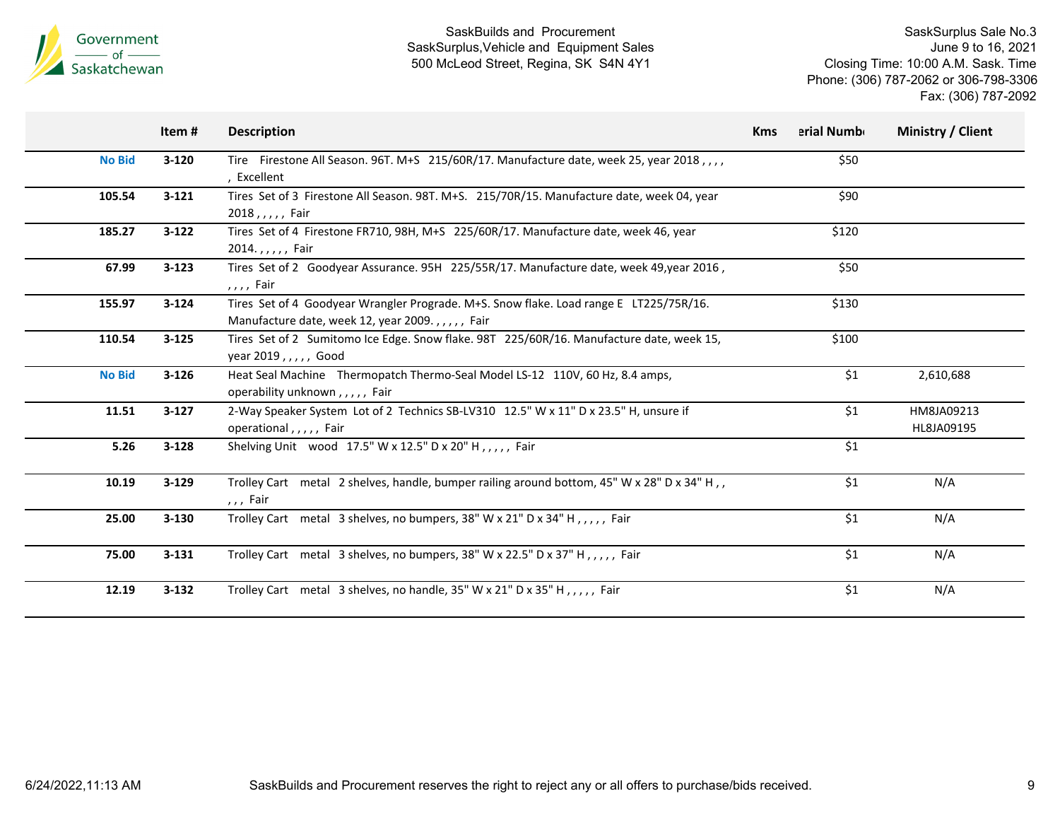Government of Saskatchewan

SaskBuilds and Procurement
SaskSurplus,Vehicle and Equipment Sales
500 McLeod Street, Regina, SK S4N 4Y1

SaskSurplus Sale No.3
June 9 to 16, 2021
Closing Time: 10:00 A.M. Sask. Time
Phone: (306) 787-2062 or 306-798-3306
Fax: (306) 787-2092

| | Item # | Description | Kms | erial Numb | Ministry / Client |
|---|---|---|---|---|---|
| No Bid | 3-120 | Tire Firestone All Season. 96T. M+S 215/60R/17. Manufacture date, week 25, year 2018 , , , , , Excellent | | $50 | |
| 105.54 | 3-121 | Tires Set of 3 Firestone All Season. 98T. M+S. 215/70R/15. Manufacture date, week 04, year 2018 , , , , , Fair | | $90 | |
| 185.27 | 3-122 | Tires Set of 4 Firestone FR710, 98H, M+S 225/60R/17. Manufacture date, week 46, year 2014. , , , , , Fair | | $120 | |
| 67.99 | 3-123 | Tires Set of 2 Goodyear Assurance. 95H 225/55R/17. Manufacture date, week 49,year 2016 , , , , , Fair | | $50 | |
| 155.97 | 3-124 | Tires Set of 4 Goodyear Wrangler Prograde. M+S. Snow flake. Load range E LT225/75R/16. Manufacture date, week 12, year 2009. , , , , , Fair | | $130 | |
| 110.54 | 3-125 | Tires Set of 2 Sumitomo Ice Edge. Snow flake. 98T 225/60R/16. Manufacture date, week 15, year 2019 , , , , , Good | | $100 | |
| No Bid | 3-126 | Heat Seal Machine Thermopatch Thermo-Seal Model LS-12 110V, 60 Hz, 8.4 amps, operability unknown , , , , , Fair | | $1 | 2,610,688 |
| 11.51 | 3-127 | 2-Way Speaker System Lot of 2 Technics SB-LV310 12.5" W x 11" D x 23.5" H, unsure if operational , , , , , Fair | | $1 | HM8JA09213 HL8JA09195 |
| 5.26 | 3-128 | Shelving Unit wood 17.5" W x 12.5" D x 20" H , , , , , Fair | | $1 | |
| 10.19 | 3-129 | Trolley Cart metal 2 shelves, handle, bumper railing around bottom, 45" W x 28" D x 34" H , , , , , Fair | | $1 | N/A |
| 25.00 | 3-130 | Trolley Cart metal 3 shelves, no bumpers, 38" W x 21" D x 34" H , , , , , Fair | | $1 | N/A |
| 75.00 | 3-131 | Trolley Cart metal 3 shelves, no bumpers, 38" W x 22.5" D x 37" H , , , , , Fair | | $1 | N/A |
| 12.19 | 3-132 | Trolley Cart metal 3 shelves, no handle, 35" W x 21" D x 35" H , , , , , Fair | | $1 | N/A |

SaskBuilds and Procurement reserves the right to reject any or all offers to purchase/bids received.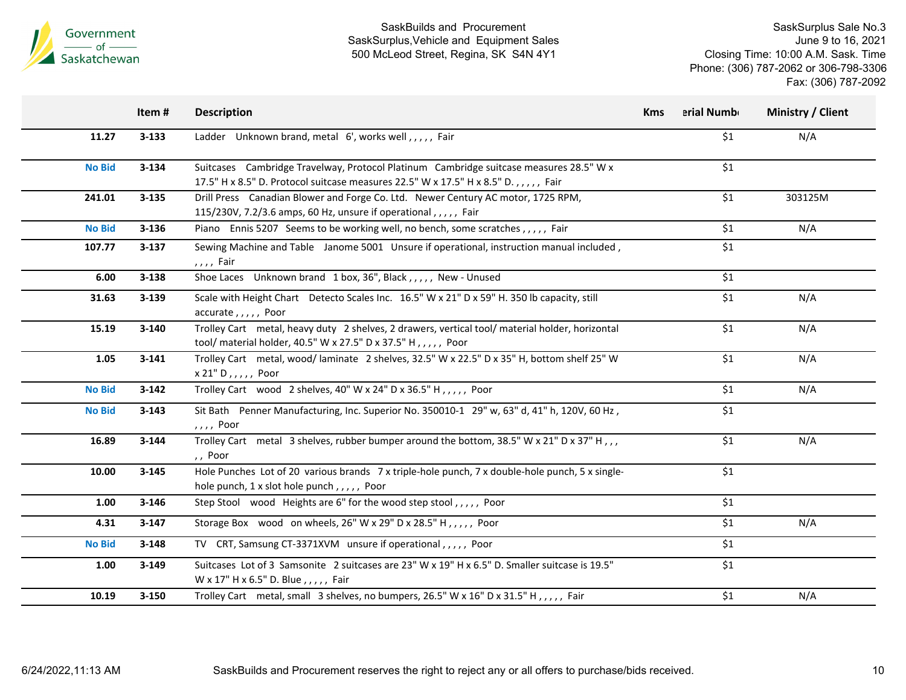Government of Saskatchewan

SaskBuilds and Procurement
SaskSurplus,Vehicle and Equipment Sales
500 McLeod Street, Regina, SK S4N 4Y1

SaskSurplus Sale No.3
June 9 to 16, 2021
Closing Time: 10:00 A.M. Sask. Time
Phone: (306) 787-2062 or 306-798-3306
Fax: (306) 787-2092

| | Item # | Description | Kms | erial Numb | Ministry / Client |
|---|---|---|---|---|---|
| 11.27 | 3-133 | Ladder Unknown brand, metal 6', works well , , , , , Fair | | $1 | N/A |
| No Bid | 3-134 | Suitcases Cambridge Travelway, Protocol Platinum Cambridge suitcase measures 28.5" W x 17.5" H x 8.5" D. Protocol suitcase measures 22.5" W x 17.5" H x 8.5" D. , , , , , Fair | | $1 | |
| 241.01 | 3-135 | Drill Press Canadian Blower and Forge Co. Ltd. Newer Century AC motor, 1725 RPM, 115/230V, 7.2/3.6 amps, 60 Hz, unsure if operational , , , , , Fair | | $1 | 303125M |
| No Bid | 3-136 | Piano Ennis 5207 Seems to be working well, no bench, some scratches , , , , , Fair | | $1 | N/A |
| 107.77 | 3-137 | Sewing Machine and Table Janome 5001 Unsure if operational, instruction manual included , , , , , Fair | | $1 | |
| 6.00 | 3-138 | Shoe Laces Unknown brand 1 box, 36", Black , , , , , New - Unused | | $1 | |
| 31.63 | 3-139 | Scale with Height Chart Detecto Scales Inc. 16.5" W x 21" D x 59" H. 350 lb capacity, still accurate , , , , , Poor | | $1 | N/A |
| 15.19 | 3-140 | Trolley Cart metal, heavy duty 2 shelves, 2 drawers, vertical tool/ material holder, horizontal tool/ material holder, 40.5" W x 27.5" D x 37.5" H , , , , , Poor | | $1 | N/A |
| 1.05 | 3-141 | Trolley Cart metal, wood/ laminate 2 shelves, 32.5" W x 22.5" D x 35" H, bottom shelf 25" W x 21" D , , , , , Poor | | $1 | N/A |
| No Bid | 3-142 | Trolley Cart wood 2 shelves, 40" W x 24" D x 36.5" H , , , , , Poor | | $1 | N/A |
| No Bid | 3-143 | Sit Bath Penner Manufacturing, Inc. Superior No. 350010-1 29" w, 63" d, 41" h, 120V, 60 Hz , , , , , Poor | | $1 | |
| 16.89 | 3-144 | Trolley Cart metal 3 shelves, rubber bumper around the bottom, 38.5" W x 21" D x 37" H , , , , , Poor | | $1 | N/A |
| 10.00 | 3-145 | Hole Punches Lot of 20 various brands 7 x triple-hole punch, 7 x double-hole punch, 5 x single-hole punch, 1 x slot hole punch , , , , , Poor | | $1 | |
| 1.00 | 3-146 | Step Stool wood Heights are 6" for the wood step stool , , , , , Poor | | $1 | |
| 4.31 | 3-147 | Storage Box wood on wheels, 26" W x 29" D x 28.5" H , , , , , Poor | | $1 | N/A |
| No Bid | 3-148 | TV CRT, Samsung CT-3371XVM unsure if operational , , , , , Poor | | $1 | |
| 1.00 | 3-149 | Suitcases Lot of 3 Samsonite 2 suitcases are 23" W x 19" H x 6.5" D. Smaller suitcase is 19.5" W x 17" H x 6.5" D. Blue , , , , , Fair | | $1 | |
| 10.19 | 3-150 | Trolley Cart metal, small 3 shelves, no bumpers, 26.5" W x 16" D x 31.5" H , , , , , Fair | | $1 | N/A |

6/24/2022,11:13 AM

SaskBuilds and Procurement reserves the right to reject any or all offers to purchase/bids received.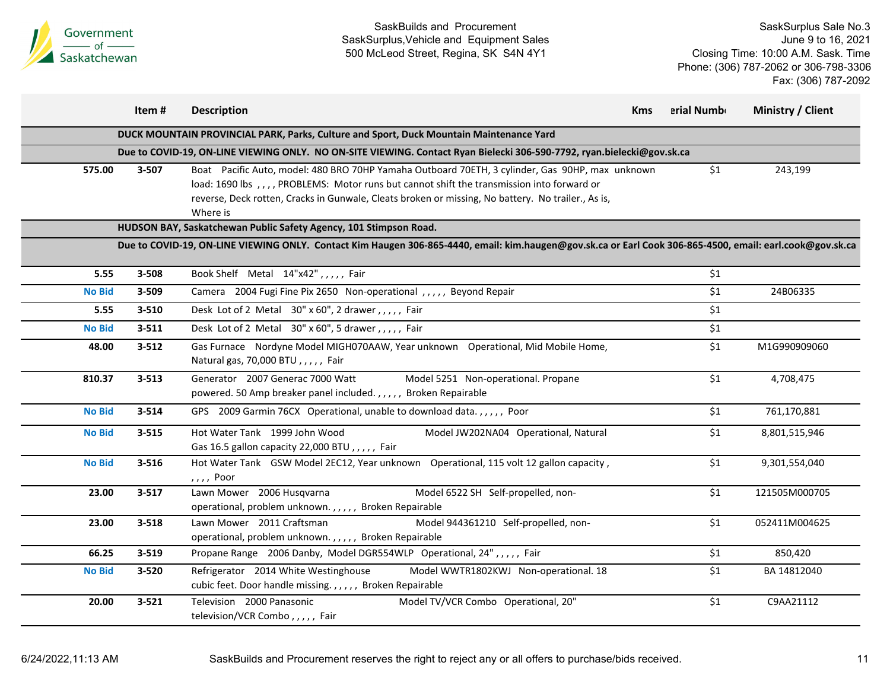| | Item # | Description | Kms | Serial Number | Ministry / Client |
|---|---|---|---|---|---|
| | | **DUCK MOUNTAIN PROVINCIAL PARK, Parks, Culture and Sport, Duck Mountain Maintenance Yard** | | | |
| | | **Due to COVID-19, ON-LINE VIEWING ONLY. NO ON-SITE VIEWING. Contact Ryan Bielecki 306-590-7792, ryan.bielecki@gov.sk.ca** | | | |
| **575.00** | **3-507** | Boat Pacific Auto, model: 480 BRO 70HP Yamaha Outboard 70ETH, 3 cylinder, Gas 90HP, max load: 1690 lbs , , , , PROBLEMS: Motor runs but cannot shift the transmission into forward or reverse, Deck rotten, Cracks in Gunwale, Cleats broken or missing, No battery. No trailer., As is, Where is | unknown | $1 | 243,199 |
| | | **HUDSON BAY, Saskatchewan Public Safety Agency, 101 Stimpson Road.** | | | |
| | | **Due to COVID-19, ON-LINE VIEWING ONLY. Contact Kim Haugen 306-865-4440, email: kim.haugen@gov.sk.ca or Earl Cook 306-865-4500, email: earl.cook@gov.sk.ca** | | | |
| **5.55** | **3-508** | Book Shelf Metal 14"x42" , , , , , Fair | | $1 | |
| **No Bid** | **3-509** | Camera 2004 Fugi Fine Pix 2650 Non-operational , , , , , Beyond Repair | | $1 | 24B06335 |
| **5.55** | **3-510** | Desk Lot of 2 Metal 30" x 60", 2 drawer , , , , , Fair | | $1 | |
| **No Bid** | **3-511** | Desk Lot of 2 Metal 30" x 60", 5 drawer , , , , , Fair | | $1 | |
| **48.00** | **3-512** | Gas Furnace Nordyne Model MIGH070AAW, Year unknown Operational, Mid Mobile Home, Natural gas, 70,000 BTU , , , , , Fair | | $1 | M1G990909060 |
| **810.37** | **3-513** | Generator 2007 Generac 7000 Watt Model 5251 Non-operational. Propane powered. 50 Amp breaker panel included. , , , , , Broken Repairable | | $1 | 4,708,475 |
| **No Bid** | **3-514** | GPS 2009 Garmin 76CX Operational, unable to download data. , , , , , Poor | | $1 | 761,170,881 |
| **No Bid** | **3-515** | Hot Water Tank 1999 John Wood Model JW202NA04 Operational, Natural Gas 16.5 gallon capacity 22,000 BTU , , , , , Fair | | $1 | 8,801,515,946 |
| **No Bid** | **3-516** | Hot Water Tank GSW Model 2EC12, Year unknown Operational, 115 volt 12 gallon capacity , , , , , Poor | | $1 | 9,301,554,040 |
| **23.00** | **3-517** | Lawn Mower 2006 Husqvarna Model 6522 SH Self-propelled, non-operational, problem unknown. , , , , , Broken Repairable | | $1 | 121505M000705 |
| **23.00** | **3-518** | Lawn Mower 2011 Craftsman Model 944361210 Self-propelled, non-operational, problem unknown. , , , , , Broken Repairable | | $1 | 052411M004625 |
| **66.25** | **3-519** | Propane Range 2006 Danby, Model DGR554WLP Operational, 24" , , , , , Fair | | $1 | 850,420 |
| **No Bid** | **3-520** | Refrigerator 2014 White Westinghouse Model WWTR1802KWJ Non-operational. 18 cubic feet. Door handle missing. , , , , , Broken Repairable | | $1 | BA 14812040 |
| **20.00** | **3-521** | Television 2000 Panasonic Model TV/VCR Combo Operational, 20" television/VCR Combo , , , , , Fair | | $1 | C9AA21112 |

SaskBuilds and Procurement reserves the right to reject any or all offers to purchase/bids received.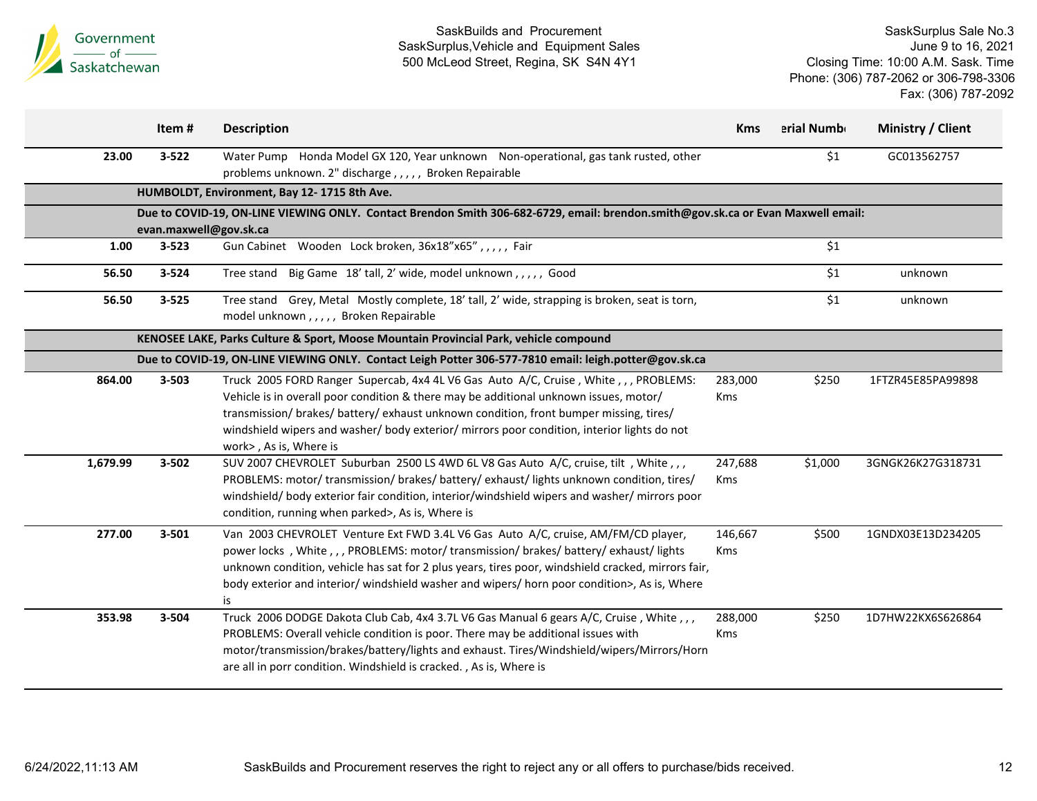| | Item # | Description | Kms | erial Numb | Ministry / Client |
|---|---|---|---|---|---|
| 23.00 | 3-522 | Water Pump Honda Model GX 120, Year unknown Non-operational, gas tank rusted, other problems unknown. 2" discharge , , , , , Broken Repairable | | $1 | GC013562757 |
| | **HUMBOLDT, Environment, Bay 12- 1715 8th Ave.** | | | | |
| | **Due to COVID-19, ON-LINE VIEWING ONLY. Contact Brendon Smith 306-682-6729, email: brendon.smith@gov.sk.ca or Evan Maxwell email: evan.maxwell@gov.sk.ca** | | | | |
| 1.00 | 3-523 | Gun Cabinet Wooden Lock broken, 36x18"x65" , , , , , Fair | | $1 | |
| 56.50 | 3-524 | Tree stand Big Game 18' tall, 2' wide, model unknown , , , , , Good | | $1 | unknown |
| 56.50 | 3-525 | Tree stand Grey, Metal Mostly complete, 18' tall, 2' wide, strapping is broken, seat is torn, model unknown , , , , , Broken Repairable | | $1 | unknown |
| | **KENOSEE LAKE, Parks Culture & Sport, Moose Mountain Provincial Park, vehicle compound** | | | | |
| | **Due to COVID-19, ON-LINE VIEWING ONLY. Contact Leigh Potter 306-577-7810 email: leigh.potter@gov.sk.ca** | | | | |
| 864.00 | 3-503 | Truck 2005 FORD Ranger Supercab, 4x4 4L V6 Gas Auto A/C, Cruise , White , , , PROBLEMS: Vehicle is in overall poor condition & there may be additional unknown issues, motor/ transmission/ brakes/ battery/ exhaust unknown condition, front bumper missing, tires/ windshield wipers and washer/ body exterior/ mirrors poor condition, interior lights do not work> , As is, Where is | 283,000 Kms | $250 | 1FTZR45E85PA99898 |
| 1,679.99 | 3-502 | SUV 2007 CHEVROLET Suburban 2500 LS 4WD 6L V8 Gas Auto A/C, cruise, tilt , White , , , PROBLEMS: motor/ transmission/ brakes/ battery/ exhaust/ lights unknown condition, tires/ windshield/ body exterior fair condition, interior/windshield wipers and washer/ mirrors poor condition, running when parked>, As is, Where is | 247,688 Kms | $1,000 | 3GNGK26K27G318731 |
| 277.00 | 3-501 | Van 2003 CHEVROLET Venture Ext FWD 3.4L V6 Gas Auto A/C, cruise, AM/FM/CD player, power locks , White , , , PROBLEMS: motor/ transmission/ brakes/ battery/ exhaust/ lights unknown condition, vehicle has sat for 2 plus years, tires poor, windshield cracked, mirrors fair, body exterior and interior/ windshield washer and wipers/ horn poor condition>, As is, Where is | 146,667 Kms | $500 | 1GNDX03E13D234205 |
| 353.98 | 3-504 | Truck 2006 DODGE Dakota Club Cab, 4x4 3.7L V6 Gas Manual 6 gears A/C, Cruise , White , , , PROBLEMS: Overall vehicle condition is poor. There may be additional issues with motor/transmission/brakes/battery/lights and exhaust. Tires/Windshield/wipers/Mirrors/Horn are all in porr condition. Windshield is cracked. , As is, Where is | 288,000 Kms | $250 | 1D7HW22KX6S626864 |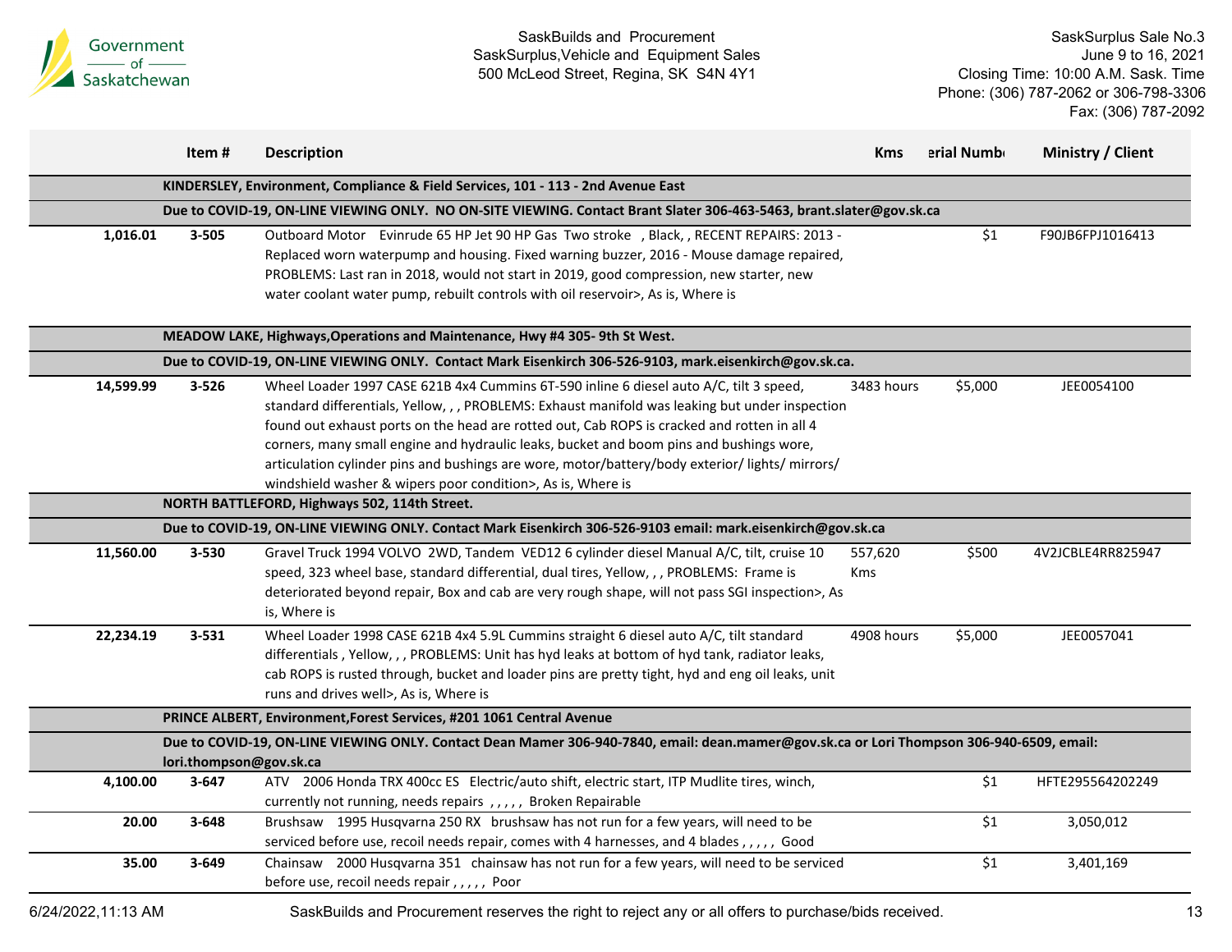SaskBuilds and Procurement
SaskSurplus,Vehicle and Equipment Sales
500 McLeod Street, Regina, SK S4N 4Y1

SaskSurplus Sale No.3
June 9 to 16, 2021
Closing Time: 10:00 A.M. Sask. Time
Phone: (306) 787-2062 or 306-798-3306
Fax: (306) 787-2092

| | Item # | Description | Kms | Serial Number | Ministry / Client |
|---|---|---|---|---|---|
| | | **KINDERSLEY, Environment, Compliance & Field Services, 101 - 113 - 2nd Avenue East** | | | |
| | | **Due to COVID-19, ON-LINE VIEWING ONLY. NO ON-SITE VIEWING. Contact Brant Slater 306-463-5463, brant.slater@gov.sk.ca** | | | |
| 1,016.01 | 3-505 | Outboard Motor Evinrude 65 HP Jet 90 HP Gas Two stroke , Black, , RECENT REPAIRS: 2013 - Replaced worn waterpump and housing. Fixed warning buzzer, 2016 - Mouse damage repaired, PROBLEMS: Last ran in 2018, would not start in 2019, good compression, new starter, new water coolant water pump, rebuilt controls with oil reservoir>, As is, Where is | | $1 | F90JB6FPJ1016413 |
| | | **MEADOW LAKE, Highways,Operations and Maintenance, Hwy #4 305- 9th St West.** | | | |
| | | **Due to COVID-19, ON-LINE VIEWING ONLY. Contact Mark Eisenkirch 306-526-9103, mark.eisenkirch@gov.sk.ca.** | | | |
| 14,599.99 | 3-526 | Wheel Loader 1997 CASE 621B 4x4 Cummins 6T-590 inline 6 diesel auto A/C, tilt 3 speed, standard differentials, Yellow, , , PROBLEMS: Exhaust manifold was leaking but under inspection found out exhaust ports on the head are rotted out, Cab ROPS is cracked and rotten in all 4 corners, many small engine and hydraulic leaks, bucket and boom pins and bushings wore, articulation cylinder pins and bushings are wore, motor/battery/body exterior/ lights/ mirrors/ windshield washer & wipers poor condition>, As is, Where is | 3483 hours | $5,000 | JEE0054100 |
| | | **NORTH BATTLEFORD, Highways 502, 114th Street.** | | | |
| | | **Due to COVID-19, ON-LINE VIEWING ONLY. Contact Mark Eisenkirch 306-526-9103 email: mark.eisenkirch@gov.sk.ca** | | | |
| 11,560.00 | 3-530 | Gravel Truck 1994 VOLVO 2WD, Tandem VED12 6 cylinder diesel Manual A/C, tilt, cruise 10 speed, 323 wheel base, standard differential, dual tires, Yellow, , , PROBLEMS: Frame is deteriorated beyond repair, Box and cab are very rough shape, will not pass SGI inspection>, As is, Where is | 557,620 Kms | $500 | 4V2JCBLE4RR825947 |
| 22,234.19 | 3-531 | Wheel Loader 1998 CASE 621B 4x4 5.9L Cummins straight 6 diesel auto A/C, tilt standard differentials , Yellow, , , PROBLEMS: Unit has hyd leaks at bottom of hyd tank, radiator leaks, cab ROPS is rusted through, bucket and loader pins are pretty tight, hyd and eng oil leaks, unit runs and drives well>, As is, Where is | 4908 hours | $5,000 | JEE0057041 |
| | | **PRINCE ALBERT, Environment,Forest Services, #201 1061 Central Avenue** | | | |
| | | **Due to COVID-19, ON-LINE VIEWING ONLY. Contact Dean Mamer 306-940-7840, email: dean.mamer@gov.sk.ca or Lori Thompson 306-940-6509, email: lori.thompson@gov.sk.ca** | | | |
| 4,100.00 | 3-647 | ATV 2006 Honda TRX 400cc ES Electric/auto shift, electric start, ITP Mudlite tires, winch, currently not running, needs repairs , , , , , Broken Repairable | | $1 | HFTE295564202249 |
| 20.00 | 3-648 | Brushsaw 1995 Husqvarna 250 RX brushsaw has not run for a few years, will need to be serviced before use, recoil needs repair, comes with 4 harnesses, and 4 blades , , , , , Good | | $1 | 3,050,012 |
| 35.00 | 3-649 | Chainsaw 2000 Husqvarna 351 chainsaw has not run for a few years, will need to be serviced before use, recoil needs repair , , , , , Poor | | $1 | 3,401,169 |

6/24/2022,11:13 AM

SaskBuilds and Procurement reserves the right to reject any or all offers to purchase/bids received.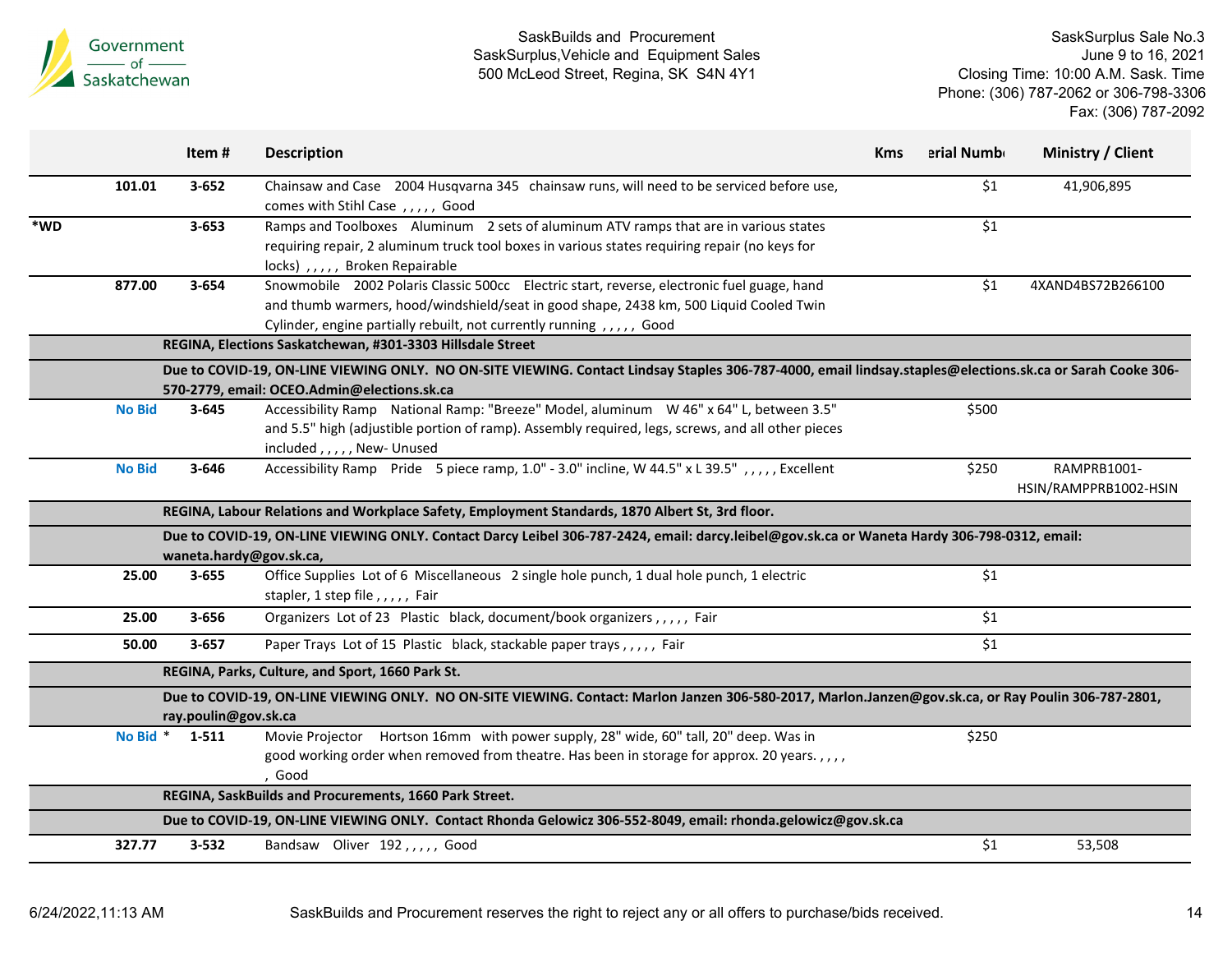| | | Item # | Description | Kms | erial Numb | Ministry / Client |
|---|---|---|---|---|---|---|
| | 101.01 | 3-652 | Chainsaw and Case 2004 Husqvarna 345 chainsaw runs, will need to be serviced before use, comes with Stihl Case , , , , , Good | | $1 | 41,906,895 |
| *WD | | 3-653 | Ramps and Toolboxes Aluminum 2 sets of aluminum ATV ramps that are in various states requiring repair, 2 aluminum truck tool boxes in various states requiring repair (no keys for locks) , , , , , Broken Repairable | | $1 | |
| | 877.00 | 3-654 | Snowmobile 2002 Polaris Classic 500cc Electric start, reverse, electronic fuel guage, hand and thumb warmers, hood/windshield/seat in good shape, 2438 km, 500 Liquid Cooled Twin Cylinder, engine partially rebuilt, not currently running , , , , , Good | | $1 | 4XAND4BS72B266100 |
| | | **REGINA, Elections Saskatchewan, #301-3303 Hillsdale Street** | | | | |
| | | **Due to COVID-19, ON-LINE VIEWING ONLY. NO ON-SITE VIEWING. Contact Lindsay Staples 306-787-4000, email lindsay.staples@elections.sk.ca or Sarah Cooke 306-570-2779, email: OCEO.Admin@elections.sk.ca** | | | | |
| | No Bid | 3-645 | Accessibility Ramp National Ramp: "Breeze" Model, aluminum W 46" x 64" L, between 3.5" and 5.5" high (adjustible portion of ramp). Assembly required, legs, screws, and all other pieces included , , , , , New- Unused | | $500 | |
| | No Bid | 3-646 | Accessibility Ramp Pride 5 piece ramp, 1.0" - 3.0" incline, W 44.5" x L 39.5" , , , , , Excellent | | $250 | RAMPRB1001-HSIN/RAMPPRB1002-HSIN |
| | | **REGINA, Labour Relations and Workplace Safety, Employment Standards, 1870 Albert St, 3rd floor.** | | | | |
| | | **Due to COVID-19, ON-LINE VIEWING ONLY. Contact Darcy Leibel 306-787-2424, email: darcy.leibel@gov.sk.ca or Waneta Hardy 306-798-0312, email: waneta.hardy@gov.sk.ca,** | | | | |
| | 25.00 | 3-655 | Office Supplies Lot of 6 Miscellaneous 2 single hole punch, 1 dual hole punch, 1 electric stapler, 1 step file , , , , , Fair | | $1 | |
| | 25.00 | 3-656 | Organizers Lot of 23 Plastic black, document/book organizers , , , , , Fair | | $1 | |
| | 50.00 | 3-657 | Paper Trays Lot of 15 Plastic black, stackable paper trays , , , , , Fair | | $1 | |
| | | **REGINA, Parks, Culture, and Sport, 1660 Park St.** | | | | |
| | | **Due to COVID-19, ON-LINE VIEWING ONLY. NO ON-SITE VIEWING. Contact: Marlon Janzen 306-580-2017, Marlon.Janzen@gov.sk.ca, or Ray Poulin 306-787-2801, ray.poulin@gov.sk.ca** | | | | |
| | No Bid * | 1-511 | Movie Projector Hortson 16mm with power supply, 28" wide, 60" tall, 20" deep. Was in good working order when removed from theatre. Has been in storage for approx. 20 years. , , , , , Good | | $250 | |
| | | **REGINA, SaskBuilds and Procurements, 1660 Park Street.** | | | | |
| | | **Due to COVID-19, ON-LINE VIEWING ONLY. Contact Rhonda Gelowicz 306-552-8049, email: rhonda.gelowicz@gov.sk.ca** | | | | |
| | 327.77 | 3-532 | Bandsaw Oliver 192 , , , , , Good | | $1 | 53,508 |

SaskBuilds and Procurement reserves the right to reject any or all offers to purchase/bids received.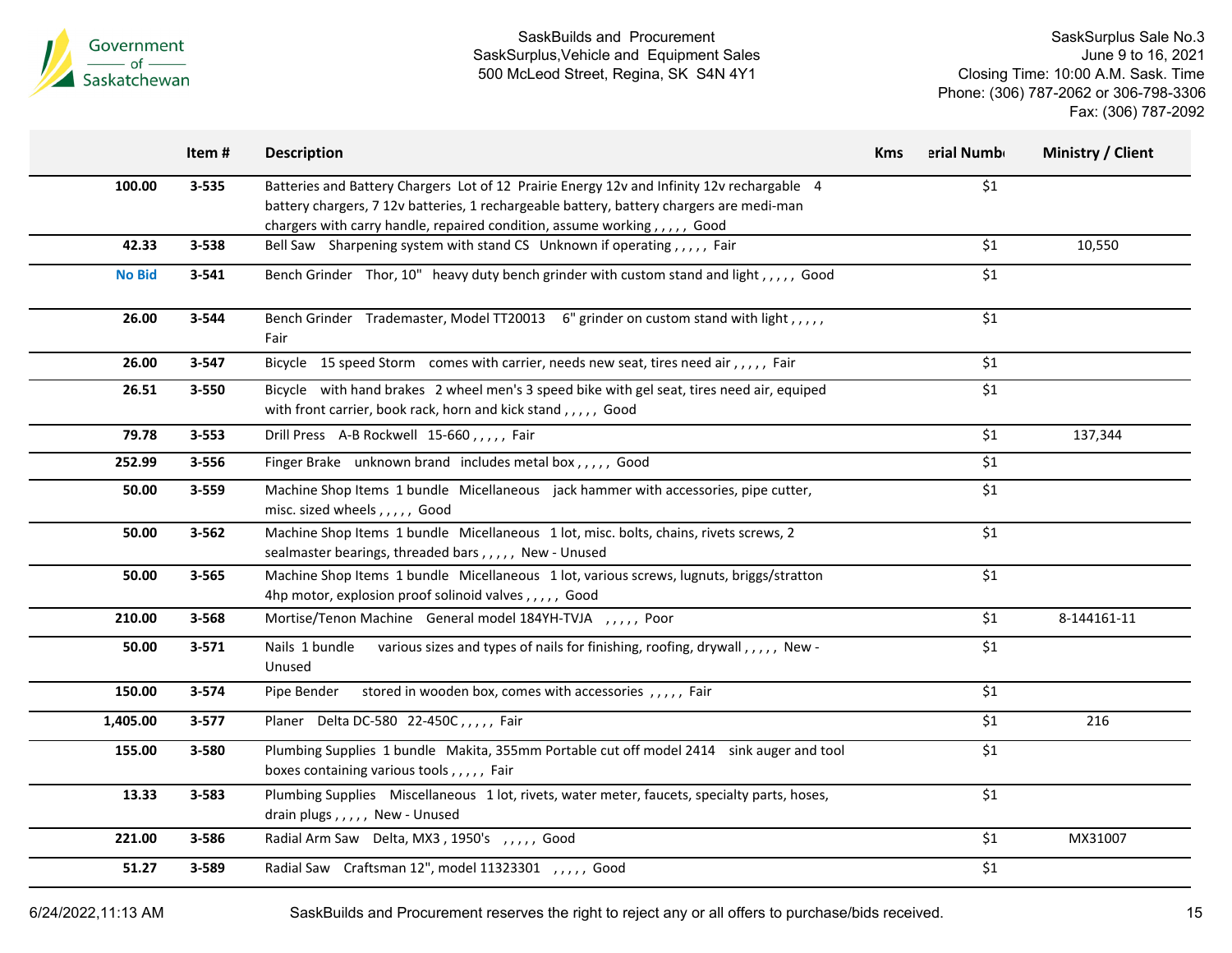| | Item # | Description | Kms | erial Numb | Ministry / Client |
|---|---|---|---|---|---|
| 100.00 | 3-535 | Batteries and Battery Chargers Lot of 12 Prairie Energy 12v and Infinity 12v rechargable 4 battery chargers, 7 12v batteries, 1 rechargeable battery, battery chargers are medi-man chargers with carry handle, repaired condition, assume working , , , , , Good | | $1 | |
| 42.33 | 3-538 | Bell Saw Sharpening system with stand CS Unknown if operating , , , , , Fair | | $1 | 10,550 |
| **No Bid** | 3-541 | Bench Grinder Thor, 10" heavy duty bench grinder with custom stand and light , , , , , Good | | $1 | |
| 26.00 | 3-544 | Bench Grinder Trademaster, Model TT20013 6" grinder on custom stand with light , , , , , Fair | | $1 | |
| 26.00 | 3-547 | Bicycle 15 speed Storm comes with carrier, needs new seat, tires need air , , , , , Fair | | $1 | |
| 26.51 | 3-550 | Bicycle with hand brakes 2 wheel men's 3 speed bike with gel seat, tires need air, equiped with front carrier, book rack, horn and kick stand , , , , , Good | | $1 | |
| 79.78 | 3-553 | Drill Press A-B Rockwell 15-660 , , , , , Fair | | $1 | 137,344 |
| 252.99 | 3-556 | Finger Brake unknown brand includes metal box , , , , , Good | | $1 | |
| 50.00 | 3-559 | Machine Shop Items 1 bundle Micellaneous jack hammer with accessories, pipe cutter, misc. sized wheels , , , , , Good | | $1 | |
| 50.00 | 3-562 | Machine Shop Items 1 bundle Micellaneous 1 lot, misc. bolts, chains, rivets screws, 2 sealmaster bearings, threaded bars , , , , , New - Unused | | $1 | |
| 50.00 | 3-565 | Machine Shop Items 1 bundle Micellaneous 1 lot, various screws, lugnuts, briggs/stratton 4hp motor, explosion proof solinoid valves , , , , , Good | | $1 | |
| 210.00 | 3-568 | Mortise/Tenon Machine General model 184YH-TVJA , , , , , Poor | | $1 | 8-144161-11 |
| 50.00 | 3-571 | Nails 1 bundle various sizes and types of nails for finishing, roofing, drywall , , , , , New - Unused | | $1 | |
| 150.00 | 3-574 | Pipe Bender stored in wooden box, comes with accessories , , , , , Fair | | $1 | |
| 1,405.00 | 3-577 | Planer Delta DC-580 22-450C , , , , , Fair | | $1 | 216 |
| 155.00 | 3-580 | Plumbing Supplies 1 bundle Makita, 355mm Portable cut off model 2414 sink auger and tool boxes containing various tools , , , , , Fair | | $1 | |
| 13.33 | 3-583 | Plumbing Supplies Miscellaneous 1 lot, rivets, water meter, faucets, specialty parts, hoses, drain plugs , , , , , New - Unused | | $1 | |
| 221.00 | 3-586 | Radial Arm Saw Delta, MX3 , 1950's , , , , , Good | | $1 | MX31007 |
| 51.27 | 3-589 | Radial Saw Craftsman 12", model 11323301 , , , , , Good | | $1 | |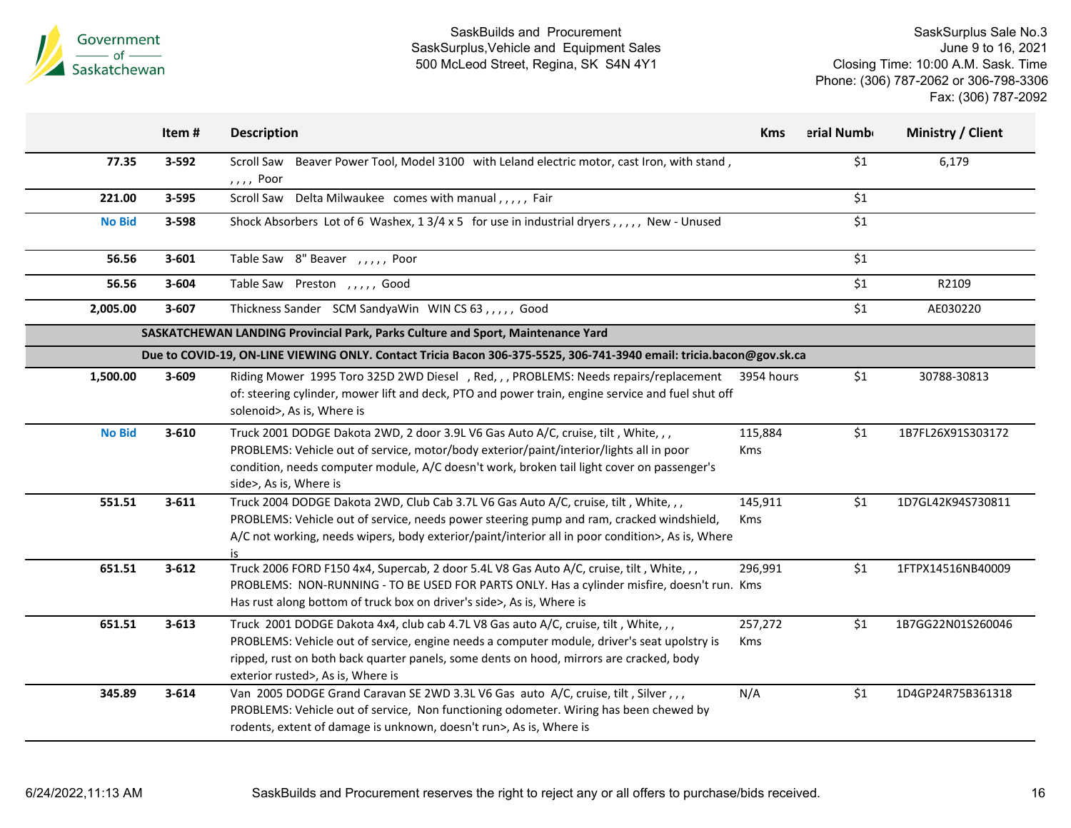| | Item # | Description | Kms | erial Numb | Ministry / Client |
|---|---|---|---|---|---|
| 77.35 | 3-592 | Scroll Saw Beaver Power Tool, Model 3100 with Leland electric motor, cast Iron, with stand , , , , , Poor | | $1 | 6,179 |
| 221.00 | 3-595 | Scroll Saw Delta Milwaukee comes with manual , , , , , Fair | | $1 | |
| No Bid | 3-598 | Shock Absorbers Lot of 6 Washex, 1 3/4 x 5 for use in industrial dryers , , , , , New - Unused | | $1 | |
| 56.56 | 3-601 | Table Saw 8" Beaver , , , , , Poor | | $1 | |
| 56.56 | 3-604 | Table Saw Preston , , , , , Good | | $1 | R2109 |
| 2,005.00 | 3-607 | Thickness Sander SCM SandyaWin WIN CS 63 , , , , , Good | | $1 | AE030220 |
| | **SASKATCHEWAN LANDING Provincial Park, Parks Culture and Sport, Maintenance Yard** | | | | |
| | **Due to COVID-19, ON-LINE VIEWING ONLY. Contact Tricia Bacon 306-375-5525, 306-741-3940 email: tricia.bacon@gov.sk.ca** | | | | |
| 1,500.00 | 3-609 | Riding Mower 1995 Toro 325D 2WD Diesel , Red, , , PROBLEMS: Needs repairs/replacement of: steering cylinder, mower lift and deck, PTO and power train, engine service and fuel shut off solenoid>, As is, Where is | 3954 hours | $1 | 30788-30813 |
| No Bid | 3-610 | Truck 2001 DODGE Dakota 2WD, 2 door 3.9L V6 Gas Auto A/C, cruise, tilt , White, , , PROBLEMS: Vehicle out of service, motor/body exterior/paint/interior/lights all in poor condition, needs computer module, A/C doesn't work, broken tail light cover on passenger's side>, As is, Where is | 115,884 Kms | $1 | 1B7FL26X91S303172 |
| 551.51 | 3-611 | Truck 2004 DODGE Dakota 2WD, Club Cab 3.7L V6 Gas Auto A/C, cruise, tilt , White, , , PROBLEMS: Vehicle out of service, needs power steering pump and ram, cracked windshield, A/C not working, needs wipers, body exterior/paint/interior all in poor condition>, As is, Where is | 145,911 Kms | $1 | 1D7GL42K94S730811 |
| 651.51 | 3-612 | Truck 2006 FORD F150 4x4, Supercab, 2 door 5.4L V8 Gas Auto A/C, cruise, tilt , White, , , PROBLEMS: NON-RUNNING - TO BE USED FOR PARTS ONLY. Has a cylinder misfire, doesn't run. Has rust along bottom of truck box on driver's side>, As is, Where is | 296,991 Kms | $1 | 1FTPX14516NB40009 |
| 651.51 | 3-613 | Truck 2001 DODGE Dakota 4x4, club cab 4.7L V8 Gas Auto A/C, cruise, tilt , White, , , PROBLEMS: Vehicle out of service, engine needs a computer module, driver's seat upolstry is ripped, rust on both back quarter panels, some dents on hood, mirrors are cracked, body exterior rusted>, As is, Where is | 257,272 Kms | $1 | 1B7GG22N01S260046 |
| 345.89 | 3-614 | Van 2005 DODGE Grand Caravan SE 2WD 3.3L V6 Gas auto A/C, cruise, tilt , Silver , , , PROBLEMS: Vehicle out of service, Non functioning odometer. Wiring has been chewed by rodents, extent of damage is unknown, doesn't run>, As is, Where is | N/A | $1 | 1D4GP24R75B361318 |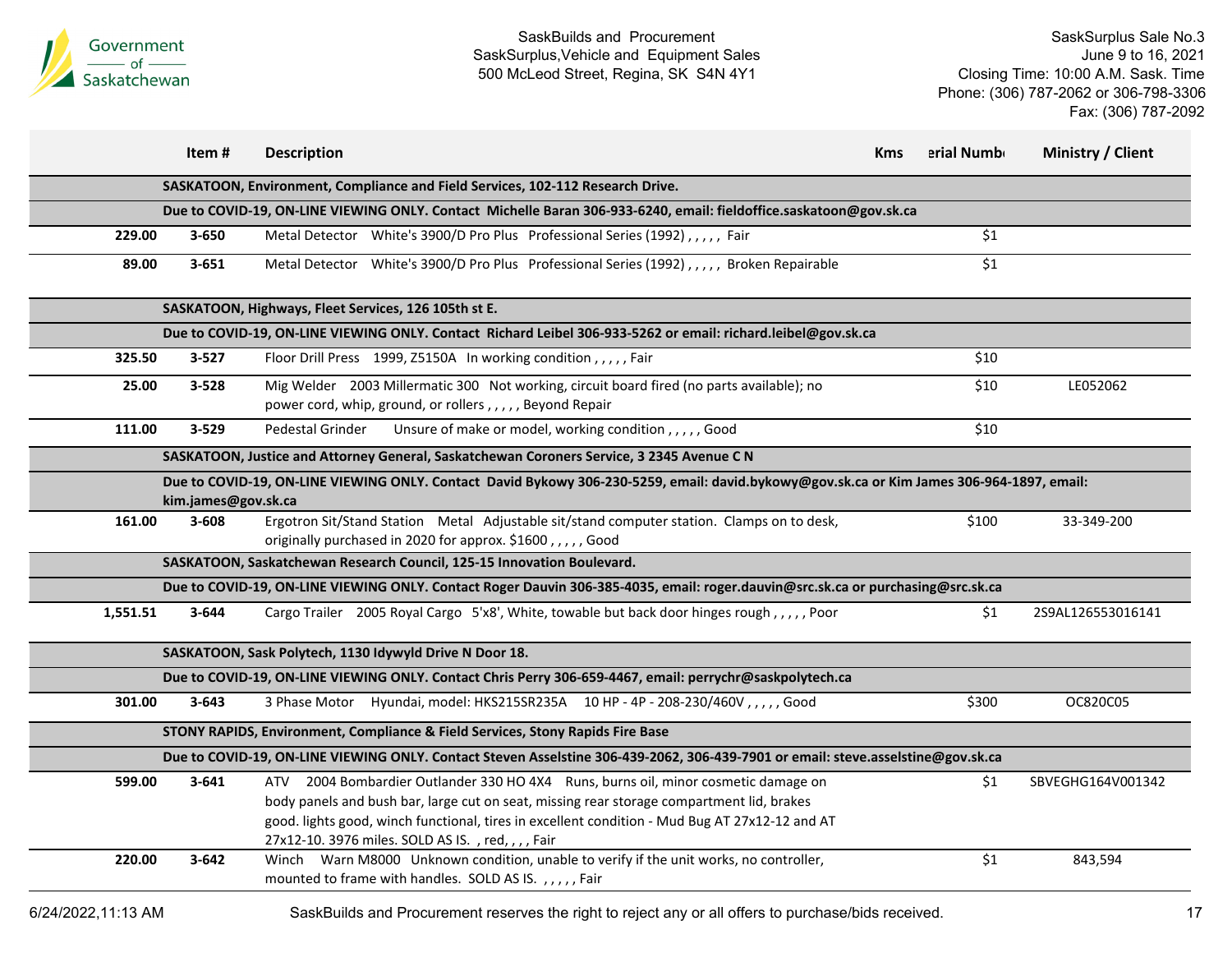| | Item # | Description | Kms | erial Numb | Ministry / Client |
|---|---|---|---|---|---|
| | | **SASKATOON, Environment, Compliance and Field Services, 102-112 Research Drive.** | | | |
| | | **Due to COVID-19, ON-LINE VIEWING ONLY. Contact Michelle Baran 306-933-6240, email: fieldoffice.saskatoon@gov.sk.ca** | | | |
| **229.00** | **3-650** | Metal Detector White's 3900/D Pro Plus Professional Series (1992) , , , , , Fair | | $1 | |
| **89.00** | **3-651** | Metal Detector White's 3900/D Pro Plus Professional Series (1992) , , , , , Broken Repairable | | $1 | |
| | | **SASKATOON, Highways, Fleet Services, 126 105th st E.** | | | |
| | | **Due to COVID-19, ON-LINE VIEWING ONLY. Contact Richard Leibel 306-933-5262 or email: richard.leibel@gov.sk.ca** | | | |
| **325.50** | **3-527** | Floor Drill Press 1999, Z5150A In working condition , , , , , Fair | | $10 | |
| **25.00** | **3-528** | Mig Welder 2003 Millermatic 300 Not working, circuit board fired (no parts available); no power cord, whip, ground, or rollers , , , , , Beyond Repair | | $10 | LE052062 |
| **111.00** | **3-529** | Pedestal Grinder Unsure of make or model, working condition , , , , , Good | | $10 | |
| | | **SASKATOON, Justice and Attorney General, Saskatchewan Coroners Service, 3 2345 Avenue C N** | | | |
| | | **Due to COVID-19, ON-LINE VIEWING ONLY. Contact David Bykowy 306-230-5259, email: david.bykowy@gov.sk.ca or Kim James 306-964-1897, email: kim.james@gov.sk.ca** | | | |
| **161.00** | **3-608** | Ergotron Sit/Stand Station Metal Adjustable sit/stand computer station. Clamps on to desk, originally purchased in 2020 for approx. $1600 , , , , , Good | | $100 | 33-349-200 |
| | | **SASKATOON, Saskatchewan Research Council, 125-15 Innovation Boulevard.** | | | |
| | | **Due to COVID-19, ON-LINE VIEWING ONLY. Contact Roger Dauvin 306-385-4035, email: roger.dauvin@src.sk.ca or purchasing@src.sk.ca** | | | |
| **1,551.51** | **3-644** | Cargo Trailer 2005 Royal Cargo 5'x8', White, towable but back door hinges rough , , , , , Poor | | $1 | 2S9AL126553016141 |
| | | **SASKATOON, Sask Polytech, 1130 Idywyld Drive N Door 18.** | | | |
| | | **Due to COVID-19, ON-LINE VIEWING ONLY. Contact Chris Perry 306-659-4467, email: perrychr@saskpolytech.ca** | | | |
| **301.00** | **3-643** | 3 Phase Motor Hyundai, model: HKS215SR235A 10 HP - 4P - 208-230/460V , , , , , Good | | $300 | OC820C05 |
| | | **STONY RAPIDS, Environment, Compliance & Field Services, Stony Rapids Fire Base** | | | |
| | | **Due to COVID-19, ON-LINE VIEWING ONLY. Contact Steven Asselstine 306-439-2062, 306-439-7901 or email: steve.asselstine@gov.sk.ca** | | | |
| **599.00** | **3-641** | ATV 2004 Bombardier Outlander 330 HO 4X4 Runs, burns oil, minor cosmetic damage on body panels and bush bar, large cut on seat, missing rear storage compartment lid, brakes good. lights good, winch functional, tires in excellent condition - Mud Bug AT 27x12-12 and AT 27x12-10. 3976 miles. SOLD AS IS. , red, , , , Fair | | $1 | SBVEGHG164V001342 |
| **220.00** | **3-642** | Winch Warn M8000 Unknown condition, unable to verify if the unit works, no controller, mounted to frame with handles. SOLD AS IS. , , , , , Fair | | $1 | 843,594 |

SaskBuilds and Procurement reserves the right to reject any or all offers to purchase/bids received.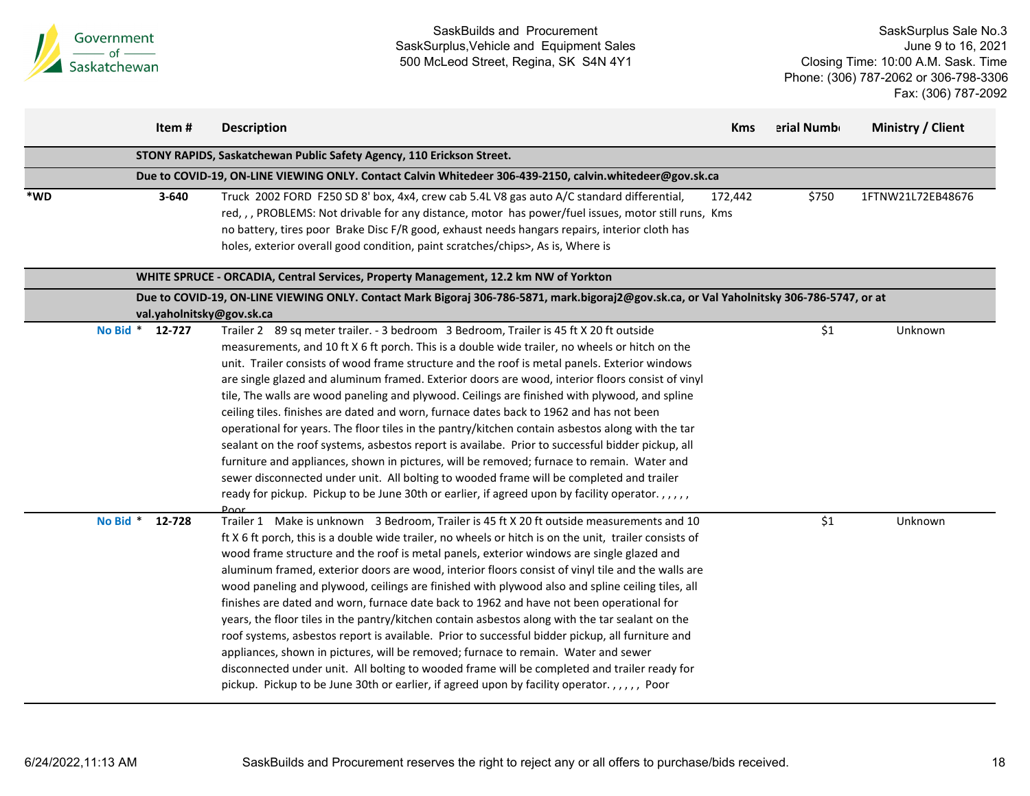| | Item # | Description | Kms | Serial Number | Ministry / Client |
|---|---|---|---|---|---|
| | | **STONY RAPIDS, Saskatchewan Public Safety Agency, 110 Erickson Street.** | | | |
| | | **Due to COVID-19, ON-LINE VIEWING ONLY. Contact Calvin Whitedeer 306-439-2150, calvin.whitedeer@gov.sk.ca** | | | |
| *WD | 3-640 | Truck 2002 FORD F250 SD 8' box, 4x4, crew cab 5.4L V8 gas auto A/C standard differential, red, , , PROBLEMS: Not drivable for any distance, motor has power/fuel issues, motor still runs, no battery, tires poor Brake Disc F/R good, exhaust needs hangars repairs, interior cloth has holes, exterior overall good condition, paint scratches/chips>, As is, Where is | 172,442 Kms | $750 | 1FTNW21L72EB48676 |
| | | **WHITE SPRUCE - ORCADIA, Central Services, Property Management, 12.2 km NW of Yorkton** | | | |
| | | **Due to COVID-19, ON-LINE VIEWING ONLY. Contact Mark Bigoraj 306-786-5871, mark.bigoraj2@gov.sk.ca, or Val Yaholnitsky 306-786-5747, or at val.yaholnitsky@gov.sk.ca** | | | |
| No Bid * | 12-727 | Trailer 2 89 sq meter trailer. - 3 bedroom 3 Bedroom, Trailer is 45 ft X 20 ft outside measurements, and 10 ft X 6 ft porch. This is a double wide trailer, no wheels or hitch on the unit. Trailer consists of wood frame structure and the roof is metal panels. Exterior windows are single glazed and aluminum framed. Exterior doors are wood, interior floors consist of vinyl tile, The walls are wood paneling and plywood. Ceilings are finished with plywood, and spline ceiling tiles. finishes are dated and worn, furnace dates back to 1962 and has not been operational for years. The floor tiles in the pantry/kitchen contain asbestos along with the tar sealant on the roof systems, asbestos report is availabe. Prior to successful bidder pickup, all furniture and appliances, shown in pictures, will be removed; furnace to remain. Water and sewer disconnected under unit. All bolting to wooded frame will be completed and trailer ready for pickup. Pickup to be June 30th or earlier, if agreed upon by facility operator. , , , , , Poor | | $1 | Unknown |
| No Bid * | 12-728 | Trailer 1 Make is unknown 3 Bedroom, Trailer is 45 ft X 20 ft outside measurements and 10 ft X 6 ft porch, this is a double wide trailer, no wheels or hitch is on the unit, trailer consists of wood frame structure and the roof is metal panels, exterior windows are single glazed and aluminum framed, exterior doors are wood, interior floors consist of vinyl tile and the walls are wood paneling and plywood, ceilings are finished with plywood also and spline ceiling tiles, all finishes are dated and worn, furnace date back to 1962 and have not been operational for years, the floor tiles in the pantry/kitchen contain asbestos along with the tar sealant on the roof systems, asbestos report is available. Prior to successful bidder pickup, all furniture and appliances, shown in pictures, will be removed; furnace to remain. Water and sewer disconnected under unit. All bolting to wooded frame will be completed and trailer ready for pickup. Pickup to be June 30th or earlier, if agreed upon by facility operator. , , , , , Poor | | $1 | Unknown |

SaskBuilds and Procurement reserves the right to reject any or all offers to purchase/bids received.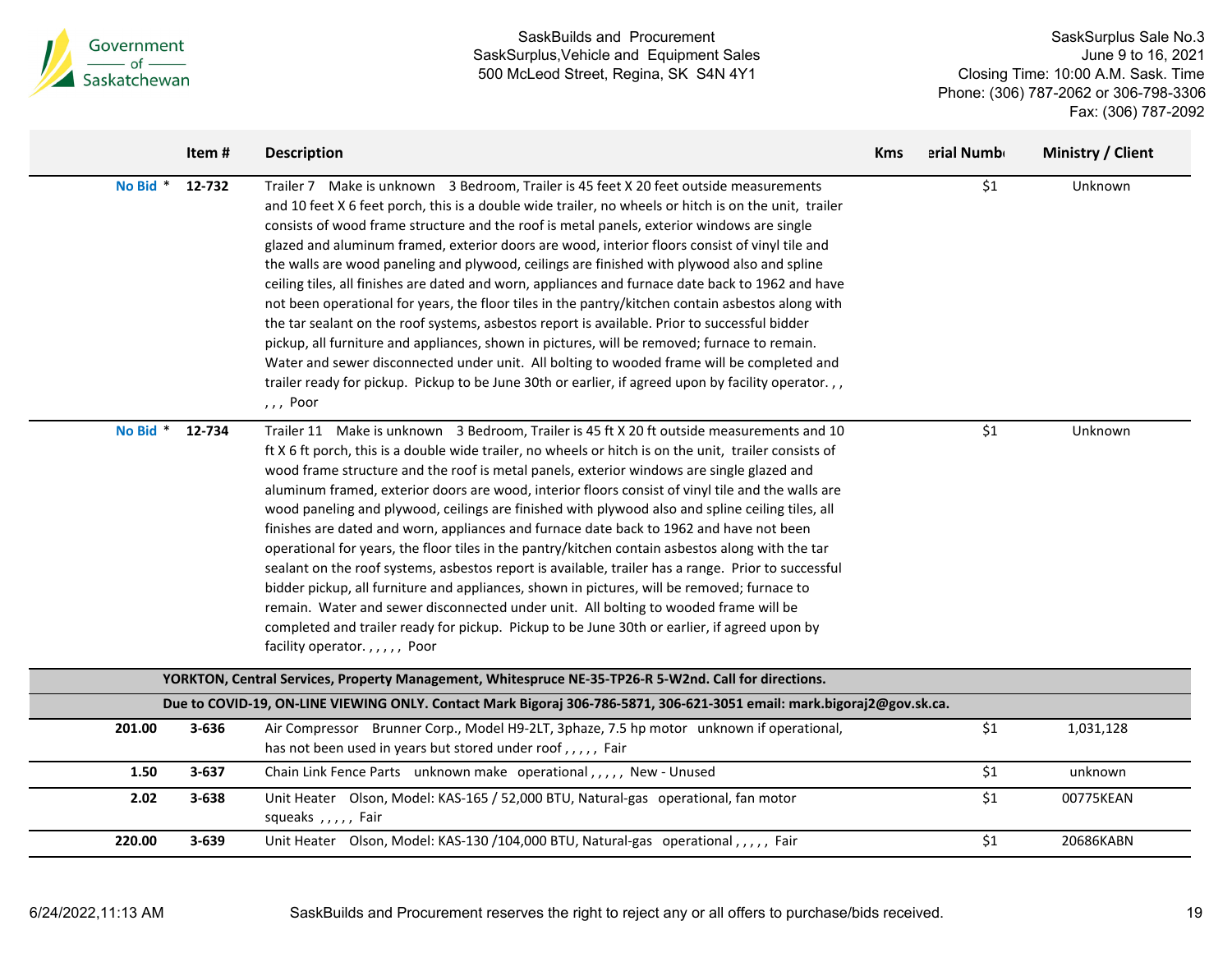| | Item # | Description | Kms | erial Numb | Ministry / Client |
|---|---|---|---|---|---|
| No Bid * | 12-732 | Trailer 7 Make is unknown 3 Bedroom, Trailer is 45 feet X 20 feet outside measurements and 10 feet X 6 feet porch, this is a double wide trailer, no wheels or hitch is on the unit, trailer consists of wood frame structure and the roof is metal panels, exterior windows are single glazed and aluminum framed, exterior doors are wood, interior floors consist of vinyl tile and the walls are wood paneling and plywood, ceilings are finished with plywood also and spline ceiling tiles, all finishes are dated and worn, appliances and furnace date back to 1962 and have not been operational for years, the floor tiles in the pantry/kitchen contain asbestos along with the tar sealant on the roof systems, asbestos report is available. Prior to successful bidder pickup, all furniture and appliances, shown in pictures, will be removed; furnace to remain. Water and sewer disconnected under unit. All bolting to wooded frame will be completed and trailer ready for pickup. Pickup to be June 30th or earlier, if agreed upon by facility operator. , , , , , Poor | | $1 | Unknown |
| No Bid * | 12-734 | Trailer 11 Make is unknown 3 Bedroom, Trailer is 45 ft X 20 ft outside measurements and 10 ft X 6 ft porch, this is a double wide trailer, no wheels or hitch is on the unit, trailer consists of wood frame structure and the roof is metal panels, exterior windows are single glazed and aluminum framed, exterior doors are wood, interior floors consist of vinyl tile and the walls are wood paneling and plywood, ceilings are finished with plywood also and spline ceiling tiles, all finishes are dated and worn, appliances and furnace date back to 1962 and have not been operational for years, the floor tiles in the pantry/kitchen contain asbestos along with the tar sealant on the roof systems, asbestos report is available, trailer has a range. Prior to successful bidder pickup, all furniture and appliances, shown in pictures, will be removed; furnace to remain. Water and sewer disconnected under unit. All bolting to wooded frame will be completed and trailer ready for pickup. Pickup to be June 30th or earlier, if agreed upon by facility operator. , , , , , Poor | | $1 | Unknown |
| | | **YORKTON, Central Services, Property Management, Whitespruce NE-35-TP26-R 5-W2nd. Call for directions.** | | | |
| | | **Due to COVID-19, ON-LINE VIEWING ONLY. Contact Mark Bigoraj 306-786-5871, 306-621-3051 email: mark.bigoraj2@gov.sk.ca.** | | | |
| 201.00 | 3-636 | Air Compressor Brunner Corp., Model H9-2LT, 3phaze, 7.5 hp motor unknown if operational, has not been used in years but stored under roof , , , , , Fair | | $1 | 1,031,128 |
| 1.50 | 3-637 | Chain Link Fence Parts unknown make operational , , , , , New - Unused | | $1 | unknown |
| 2.02 | 3-638 | Unit Heater Olson, Model: KAS-165 / 52,000 BTU, Natural-gas operational, fan motor squeaks , , , , , Fair | | $1 | 00775KEAN |
| 220.00 | 3-639 | Unit Heater Olson, Model: KAS-130 /104,000 BTU, Natural-gas operational , , , , , Fair | | $1 | 20686KABN |

SaskBuilds and Procurement reserves the right to reject any or all offers to purchase/bids received.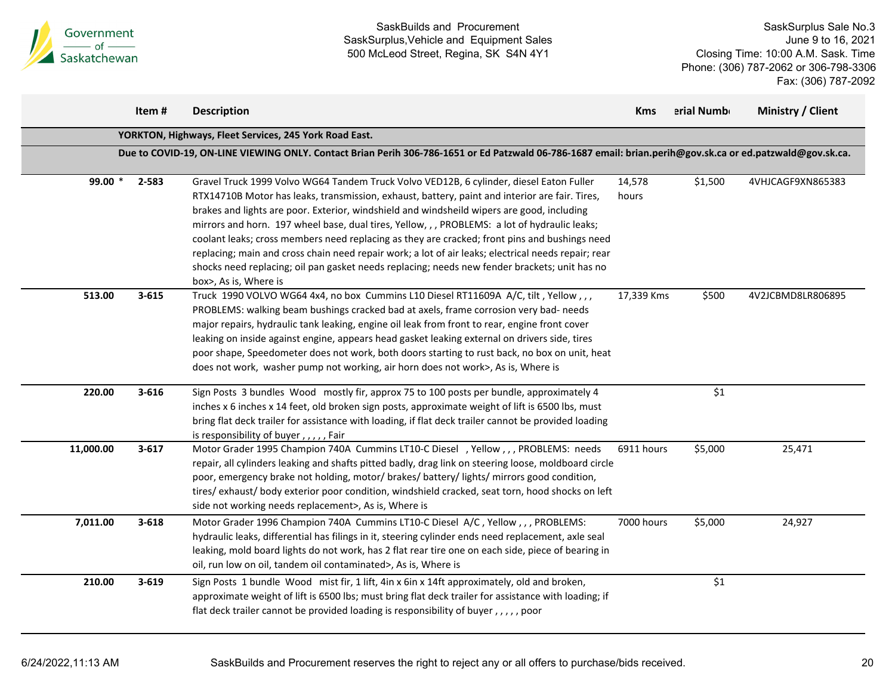Government of Saskatchewan

SaskBuilds and Procurement
SaskSurplus,Vehicle and Equipment Sales
500 McLeod Street, Regina, SK S4N 4Y1

SaskSurplus Sale No.3
June 9 to 16, 2021
Closing Time: 10:00 A.M. Sask. Time
Phone: (306) 787-2062 or 306-798-3306
Fax: (306) 787-2092

| | Item # | Description | Kms | erial Numb | Ministry / Client |
|---|---|---|---|---|---|
| | **YORKTON, Highways, Fleet Services, 245 York Road East.** | | | | |
| | **Due to COVID-19, ON-LINE VIEWING ONLY. Contact Brian Perih 306-786-1651 or Ed Patzwald 06-786-1687 email: brian.perih@gov.sk.ca or ed.patzwald@gov.sk.ca.** | | | | |
| 99.00 * | 2-583 | Gravel Truck 1999 Volvo WG64 Tandem Truck Volvo VED12B, 6 cylinder, diesel Eaton Fuller RTX14710B Motor has leaks, transmission, exhaust, battery, paint and interior are fair. Tires, brakes and lights are poor. Exterior, windshield and windsheild wipers are good, including mirrors and horn. 197 wheel base, dual tires, Yellow, , , PROBLEMS: a lot of hydraulic leaks; coolant leaks; cross members need replacing as they are cracked; front pins and bushings need replacing; main and cross chain need repair work; a lot of air leaks; electrical needs repair; rear shocks need replacing; oil pan gasket needs replacing; needs new fender brackets; unit has no box>, As is, Where is | 14,578 hours | $1,500 | 4VHJCAGF9XN865383 |
| 513.00 | 3-615 | Truck 1990 VOLVO WG64 4x4, no box Cummins L10 Diesel RT11609A A/C, tilt , Yellow , , , PROBLEMS: walking beam bushings cracked bad at axels, frame corrosion very bad- needs major repairs, hydraulic tank leaking, engine oil leak from front to rear, engine front cover leaking on inside against engine, appears head gasket leaking external on drivers side, tires poor shape, Speedometer does not work, both doors starting to rust back, no box on unit, heat does not work, washer pump not working, air horn does not work>, As is, Where is | 17,339 Kms | $500 | 4V2JCBMD8LR806895 |
| 220.00 | 3-616 | Sign Posts 3 bundles Wood mostly fir, approx 75 to 100 posts per bundle, approximately 4 inches x 6 inches x 14 feet, old broken sign posts, approximate weight of lift is 6500 lbs, must bring flat deck trailer for assistance with loading, if flat deck trailer cannot be provided loading is responsibility of buyer , , , , , Fair | | $1 | |
| 11,000.00 | 3-617 | Motor Grader 1995 Champion 740A Cummins LT10-C Diesel , Yellow , , , PROBLEMS: needs repair, all cylinders leaking and shafts pitted badly, drag link on steering loose, moldboard circle poor, emergency brake not holding, motor/ brakes/ battery/ lights/ mirrors good condition, tires/ exhaust/ body exterior poor condition, windshield cracked, seat torn, hood shocks on left side not working needs replacement>, As is, Where is | 6911 hours | $5,000 | 25,471 |
| 7,011.00 | 3-618 | Motor Grader 1996 Champion 740A Cummins LT10-C Diesel A/C , Yellow , , , PROBLEMS: hydraulic leaks, differential has filings in it, steering cylinder ends need replacement, axle seal leaking, mold board lights do not work, has 2 flat rear tire one on each side, piece of bearing in oil, run low on oil, tandem oil contaminated>, As is, Where is | 7000 hours | $5,000 | 24,927 |
| 210.00 | 3-619 | Sign Posts 1 bundle Wood mist fir, 1 lift, 4in x 6in x 14ft approximately, old and broken, approximate weight of lift is 6500 lbs; must bring flat deck trailer for assistance with loading; if flat deck trailer cannot be provided loading is responsibility of buyer , , , , , poor | | $1 | |

6/24/2022,11:13 AM

SaskBuilds and Procurement reserves the right to reject any or all offers to purchase/bids received.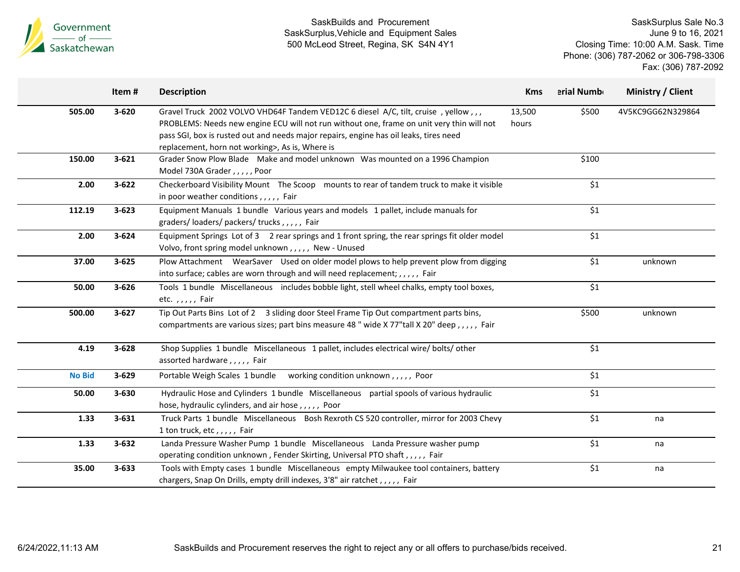| | Item # | Description | Kms | erial Numb | Ministry / Client |
|---|---|---|---|---|---|
| **505.00** | **3-620** | Gravel Truck 2002 VOLVO VHD64F Tandem VED12C 6 diesel A/C, tilt, cruise , yellow , , , PROBLEMS: Needs new engine ECU will not run without one, frame on unit very thin will not pass SGI, box is rusted out and needs major repairs, engine has oil leaks, tires need replacement, horn not working>, As is, Where is | 13,500 hours | $500 | 4V5KC9GG62N329864 |
| **150.00** | **3-621** | Grader Snow Plow Blade Make and model unknown Was mounted on a 1996 Champion Model 730A Grader , , , , , Poor | | $100 | |
| **2.00** | **3-622** | Checkerboard Visibility Mount The Scoop mounts to rear of tandem truck to make it visible in poor weather conditions , , , , , Fair | | $1 | |
| **112.19** | **3-623** | Equipment Manuals 1 bundle Various years and models 1 pallet, include manuals for graders/ loaders/ packers/ trucks , , , , , Fair | | $1 | |
| **2.00** | **3-624** | Equipment Springs Lot of 3 2 rear springs and 1 front spring, the rear springs fit older model Volvo, front spring model unknown , , , , , New - Unused | | $1 | |
| **37.00** | **3-625** | Plow Attachment WearSaver Used on older model plows to help prevent plow from digging into surface; cables are worn through and will need replacement; , , , , , Fair | | $1 | unknown |
| **50.00** | **3-626** | Tools 1 bundle Miscellaneous includes bobble light, stell wheel chalks, empty tool boxes, etc. , , , , , Fair | | $1 | |
| **500.00** | **3-627** | Tip Out Parts Bins Lot of 2 3 sliding door Steel Frame Tip Out compartment parts bins, compartments are various sizes; part bins measure 48 " wide X 77"tall X 20" deep , , , , , Fair | | $500 | unknown |
| **4.19** | **3-628** | Shop Supplies 1 bundle Miscellaneous 1 pallet, includes electrical wire/ bolts/ other assorted hardware , , , , , Fair | | $1 | |
| **No Bid** | **3-629** | Portable Weigh Scales 1 bundle working condition unknown , , , , , Poor | | $1 | |
| **50.00** | **3-630** | Hydraulic Hose and Cylinders 1 bundle Miscellaneous partial spools of various hydraulic hose, hydraulic cylinders, and air hose , , , , , Poor | | $1 | |
| **1.33** | **3-631** | Truck Parts 1 bundle Miscellaneous Bosh Rexroth CS 520 controller, mirror for 2003 Chevy 1 ton truck, etc , , , , , Fair | | $1 | na |
| **1.33** | **3-632** | Landa Pressure Washer Pump 1 bundle Miscellaneous Landa Pressure washer pump operating condition unknown , Fender Skirting, Universal PTO shaft , , , , , Fair | | $1 | na |
| **35.00** | **3-633** | Tools with Empty cases 1 bundle Miscellaneous empty Milwaukee tool containers, battery chargers, Snap On Drills, empty drill indexes, 3'8" air ratchet , , , , , Fair | | $1 | na |

SaskBuilds and Procurement reserves the right to reject any or all offers to purchase/bids received.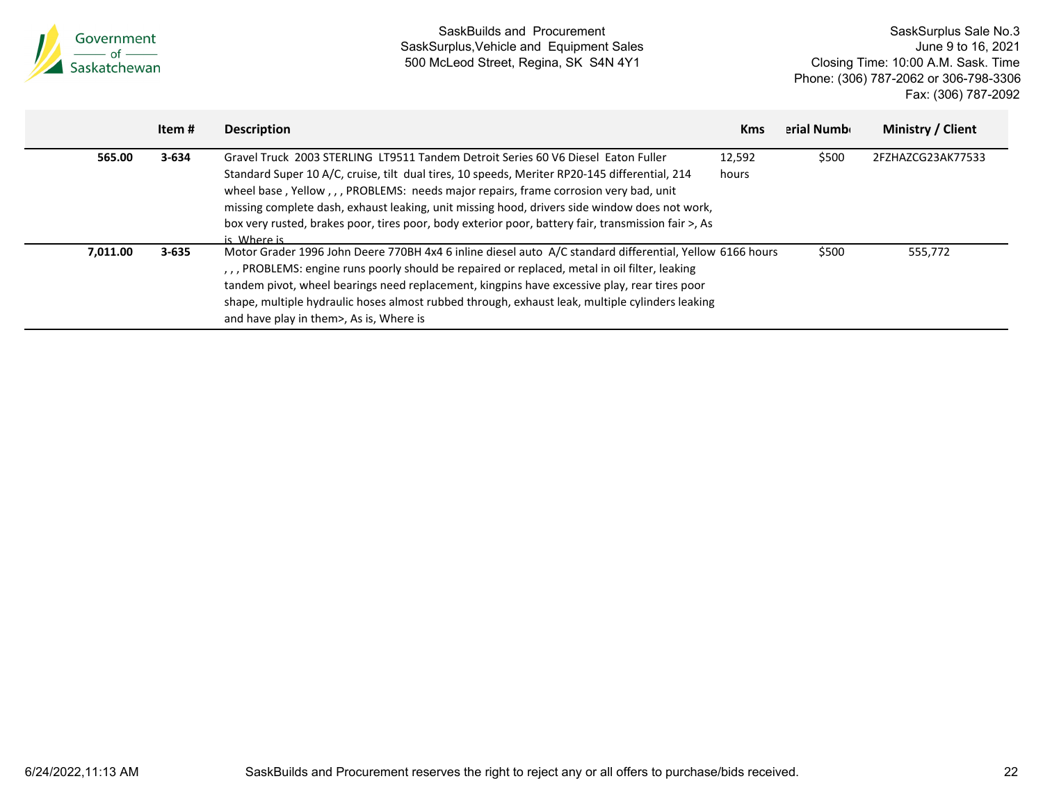| | Item # | Description | Kms | erial Numb | Ministry / Client |
|---|---|---|---|---|---|
| **565.00** | **3-634** | Gravel Truck 2003 STERLING LT9511 Tandem Detroit Series 60 V6 Diesel Eaton Fuller Standard Super 10 A/C, cruise, tilt dual tires, 10 speeds, Meriter RP20-145 differential, 214 wheel base , Yellow , , , PROBLEMS: needs major repairs, frame corrosion very bad, unit missing complete dash, exhaust leaking, unit missing hood, drivers side window does not work, box very rusted, brakes poor, tires poor, body exterior poor, battery fair, transmission fair >, As is, Where is | 12,592 hours | $500 | 2FZHAZCG23AK77533 |
| **7,011.00** | **3-635** | Motor Grader 1996 John Deere 770BH 4x4 6 inline diesel auto A/C standard differential, Yellow , , , PROBLEMS: engine runs poorly should be repaired or replaced, metal in oil filter, leaking tandem pivot, wheel bearings need replacement, kingpins have excessive play, rear tires poor shape, multiple hydraulic hoses almost rubbed through, exhaust leak, multiple cylinders leaking and have play in them>, As is, Where is | 6166 hours | $500 | 555,772 |